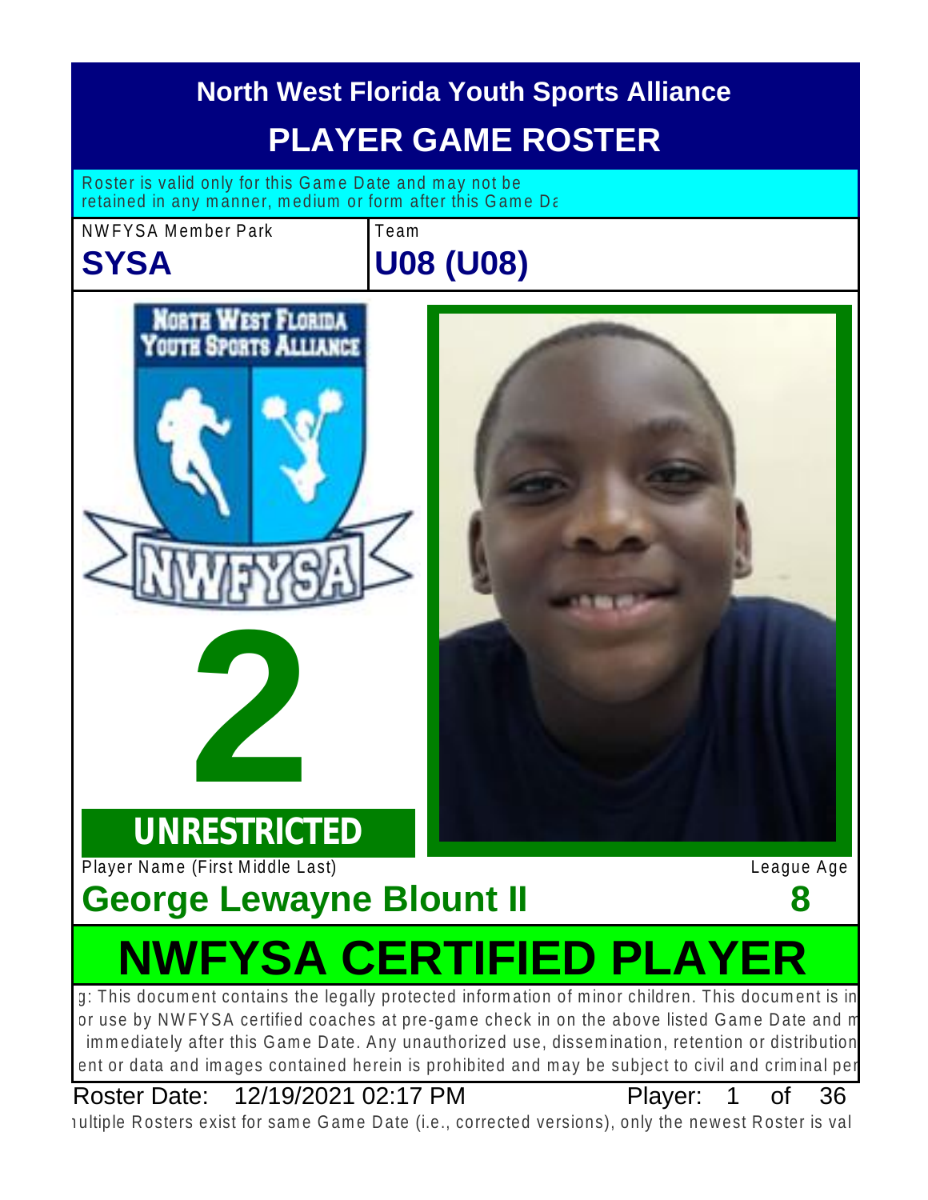# North West Florida Youth Sports Alliance

## PLAYER GAME ROSTER

Roster is valid only for this Game Date and may not be retained in any manner, medium or form after this Game Da

| NWFYSA Member Park | Team |
| --- | --- |
| **SYSA** | **U08 (U08)** |

**2**

**UNRESTRICTED**

| Player Name (First Middle Last) | League Age |
| --- | --- |
| **George Lewayne Blount II** | **8** |

# NWFYSA CERTIFIED PLAYER

g: This document contains the legally protected information of minor children. This document is in or use by NWFYSA certified coaches at pre-game check in on the above listed Game Date and m immediately after this Game Date. Any unauthorized use, dissemination, retention or distribution ent or data and images contained herein is prohibited and may be subject to civil and criminal per

Roster Date: 12/19/2021 02:17 PM Player: 1 of 36

ıultiple Rosters exist for same Game Date (i.e., corrected versions), only the newest Roster is val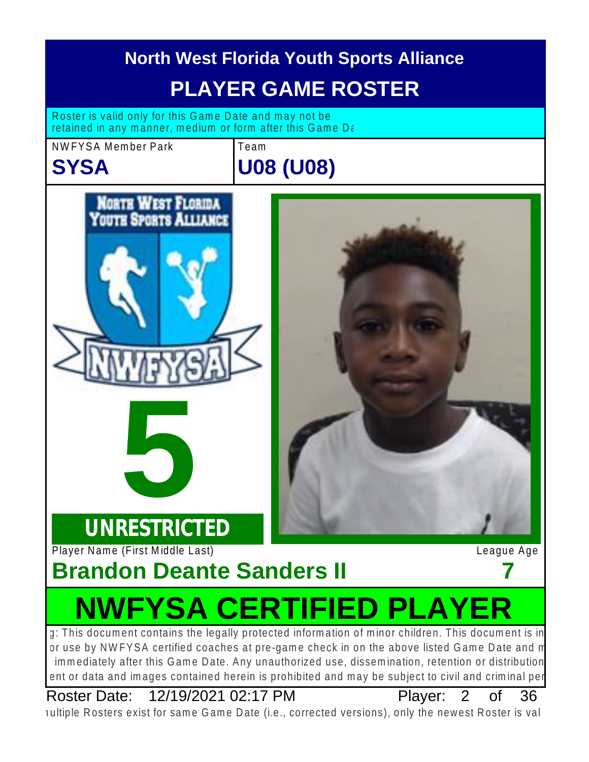# North West Florida Youth Sports Alliance

## PLAYER GAME ROSTER

Roster is valid only for this Game Date and may not be retained in any manner, medium or form after this Game Da

| NWFYSA Member Park | Team |
| --- | --- |
| **SYSA** | **U08 (U08)** |

**NORTH WEST FLORIDA YOUTH SPORTS ALLIANCE**

**NWFYSA**

# 5

**UNRESTRICTED**

| Player Name (First Middle Last) | League Age |
| --- | --- |
| **Brandon Deante Sanders II** | **7** |

# NWFYSA CERTIFIED PLAYER

g: This document contains the legally protected information of minor children. This document is in or use by NWFYSA certified coaches at pre-game check in on the above listed Game Date and m immediately after this Game Date. Any unauthorized use, dissemination, retention or distribution ent or data and images contained herein is prohibited and may be subject to civil and criminal per

Roster Date: 12/19/2021 02:17 PM

ıultiple Rosters exist for same Game Date (i.e., corrected versions), only the newest Roster is val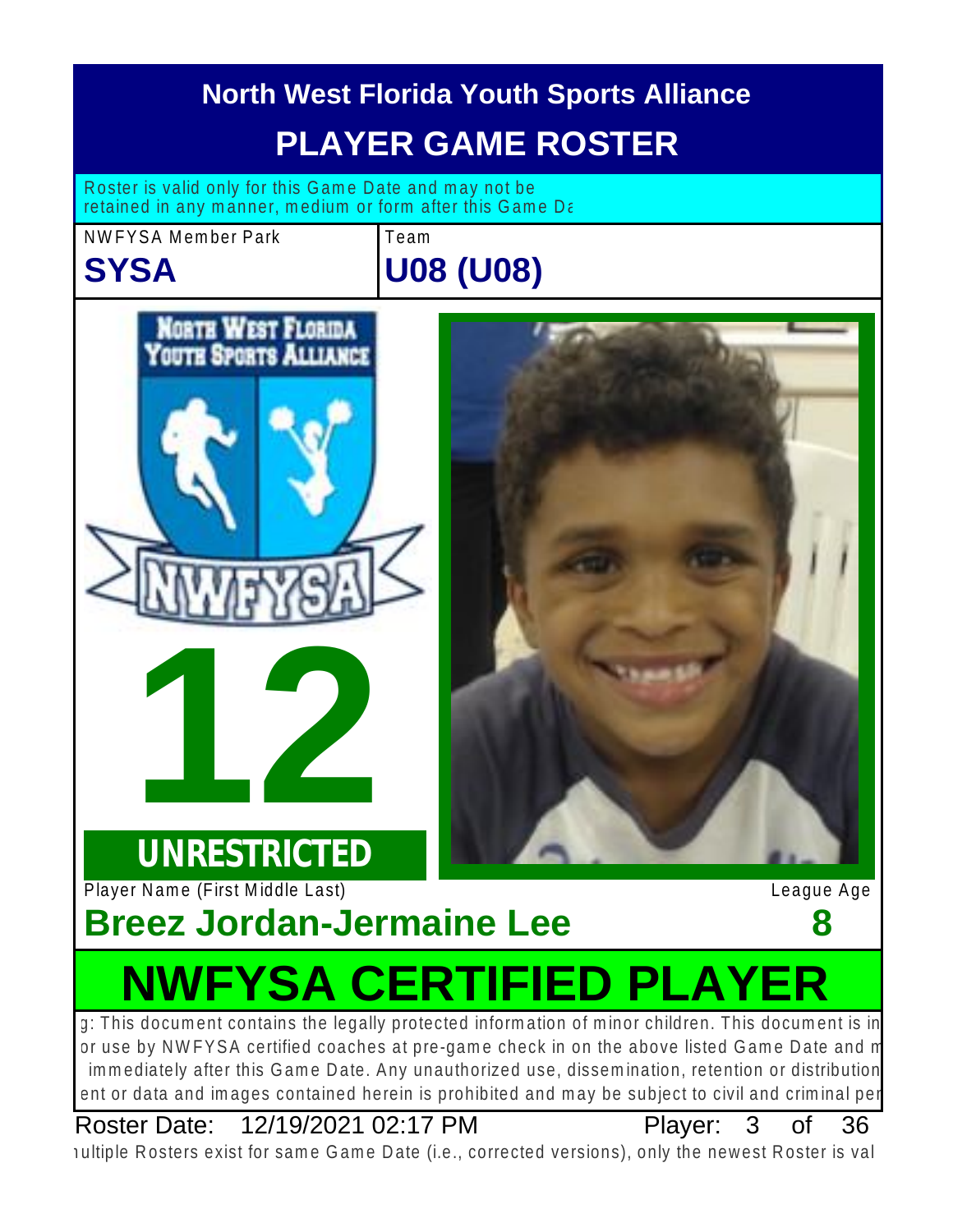# North West Florida Youth Sports Alliance

## PLAYER GAME ROSTER

Roster is valid only for this Game Date and may not be retained in any manner, medium or form after this Game Da

NWFYSA Member Park

**SYSA**

Team

**U08 (U08)**

**12**

**UNRESTRICTED**

Player Name (First Middle Last)

**Breez Jordan-Jermaine Lee**

League Age

**8**

## NWFYSA CERTIFIED PLAYER

g: This document contains the legally protected information of minor children. This document is in or use by NWFYSA certified coaches at pre-game check in on the above listed Game Date and m immediately after this Game Date. Any unauthorized use, dissemination, retention or distribution ent or data and images contained herein is prohibited and may be subject to civil and criminal per

Roster Date: 12/19/2021 02:17 PM

Player: 3 of 36

ıultiple Rosters exist for same Game Date (i.e., corrected versions), only the newest Roster is val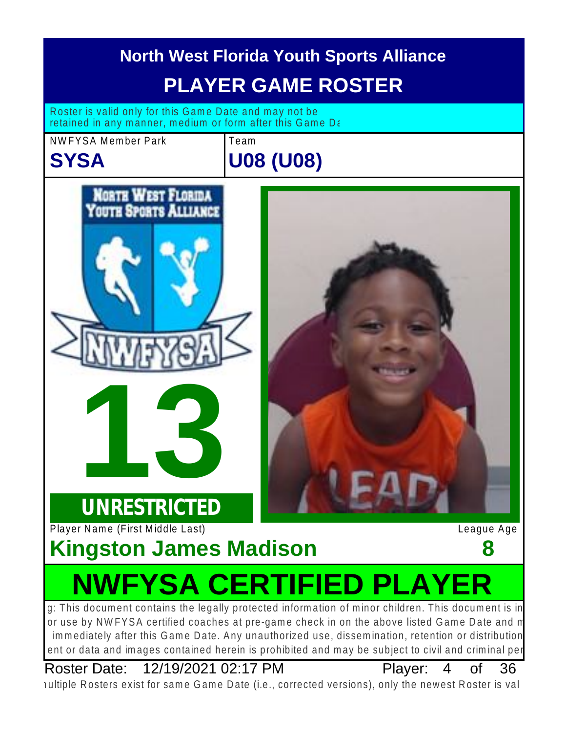# North West Florida Youth Sports Alliance

## PLAYER GAME ROSTER

Roster is valid only for this Game Date and may not be retained in any manner, medium or form after this Game Da

| NWFYSA Member Park | Team |
| --- | --- |
| **SYSA** | **U08 (U08)** |

**13**

**UNRESTRICTED**

| Player Name (First Middle Last) | League Age |
| --- | --- |
| **Kingston James Madison** | **8** |

## NWFYSA CERTIFIED PLAYER

g: This document contains the legally protected information of minor children. This document is in or use by NWFYSA certified coaches at pre-game check in on the above listed Game Date and m immediately after this Game Date. Any unauthorized use, dissemination, retention or distribution ent or data and images contained herein is prohibited and may be subject to civil and criminal pe

Roster Date: 12/19/2021 02:17 PM

Player: 4 of 36

ıultiple Rosters exist for same Game Date (i.e., corrected versions), only the newest Roster is val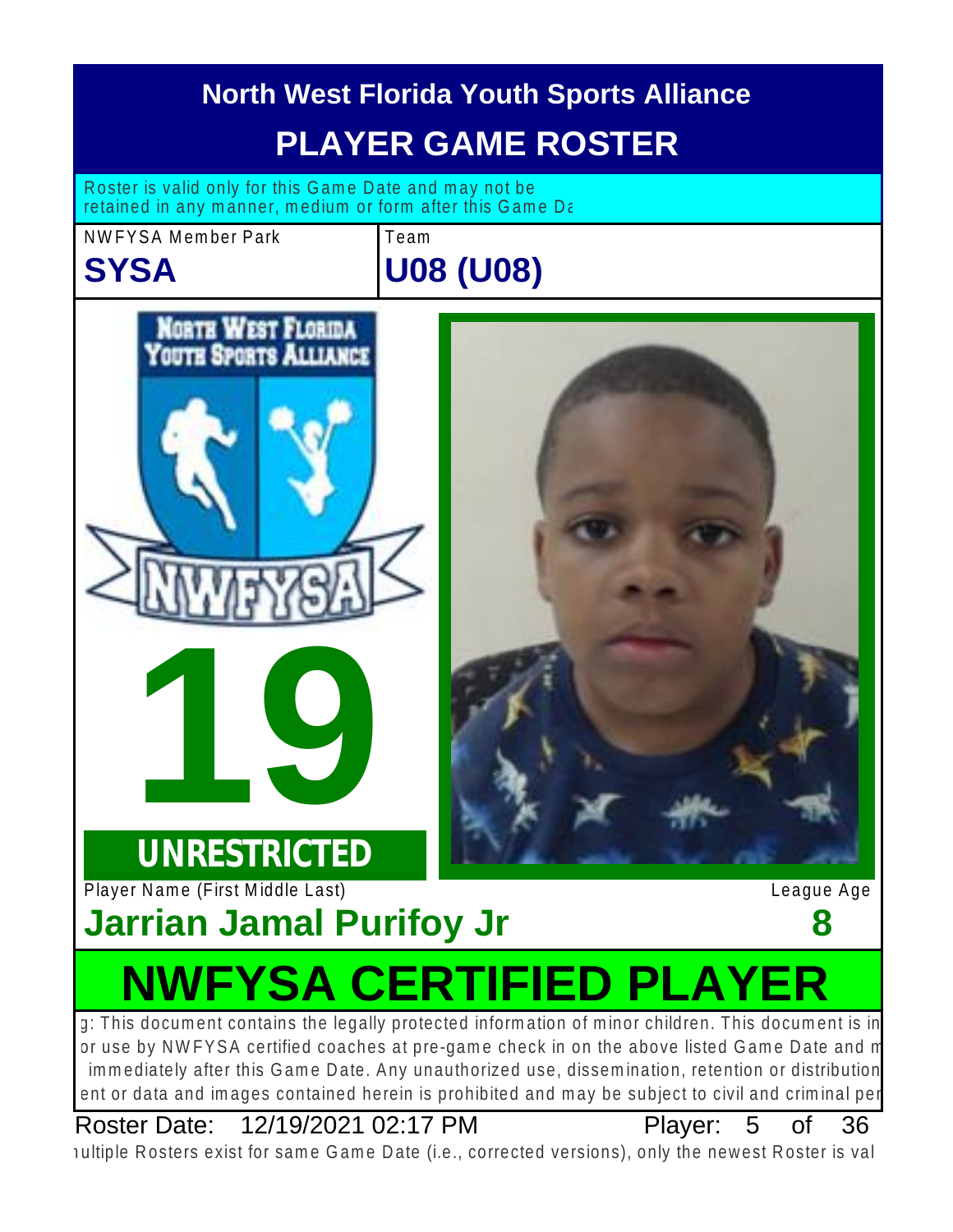# North West Florida Youth Sports Alliance

## PLAYER GAME ROSTER

Roster is valid only for this Game Date and may not be retained in any manner, medium or form after this Game Da

| NWFYSA Member Park | Team |
| --- | --- |
| **SYSA** | **U08 (U08)** |

**19**

**UNRESTRICTED**

| Player Name (First Middle Last) | League Age |
| --- | --- |
| **Jarrian Jamal Purifoy Jr** | **8** |

## NWFYSA CERTIFIED PLAYER

g: This document contains the legally protected information of minor children. This document is in or use by NWFYSA certified coaches at pre-game check in on the above listed Game Date and m immediately after this Game Date. Any unauthorized use, dissemination, retention or distribution ent or data and images contained herein is prohibited and may be subject to civil and criminal pe

Roster Date: 12/19/2021 02:17 PM

ultiple Rosters exist for same Game Date (i.e., corrected versions), only the newest Roster is val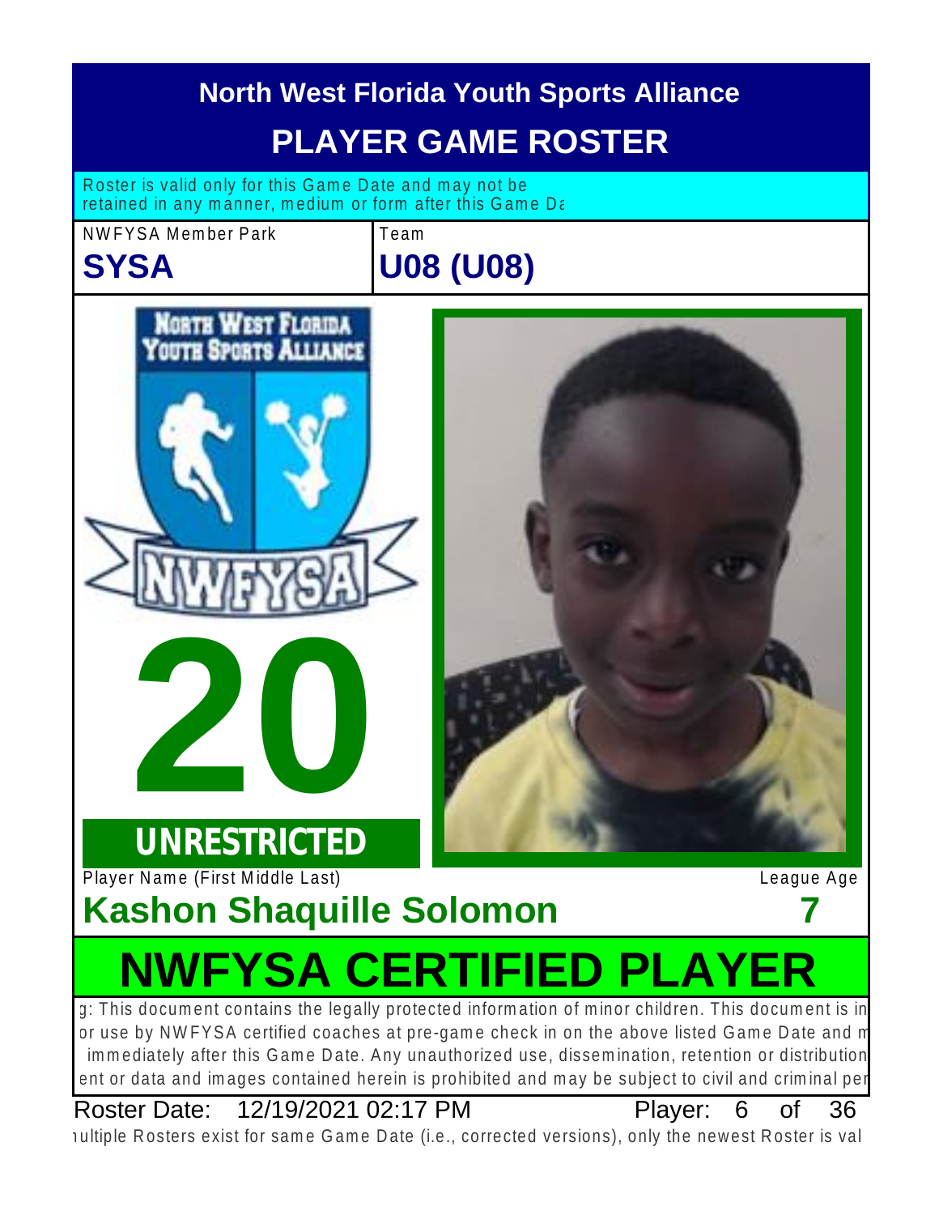# North West Florida Youth Sports Alliance

## PLAYER GAME ROSTER

Roster is valid only for this Game Date and may not be retained in any manner, medium or form after this Game Da

| NWFYSA Member Park | Team |
| --- | --- |
| **SYSA** | **U08 (U08)** |

**20**

**UNRESTRICTED**

Player Name (First Middle Last)

**Kashon Shaquille Solomon**

League Age

**7**

# NWFYSA CERTIFIED PLAYER

g: This document contains the legally protected information of minor children. This document is in or use by NWFYSA certified coaches at pre-game check in on the above listed Game Date and m immediately after this Game Date. Any unauthorized use, dissemination, retention or distribution ent or data and images contained herein is prohibited and may be subject to civil and criminal per

Roster Date: 12/19/2021 02:17 PM Player: 6 of 36

ıultiple Rosters exist for same Game Date (i.e., corrected versions), only the newest Roster is val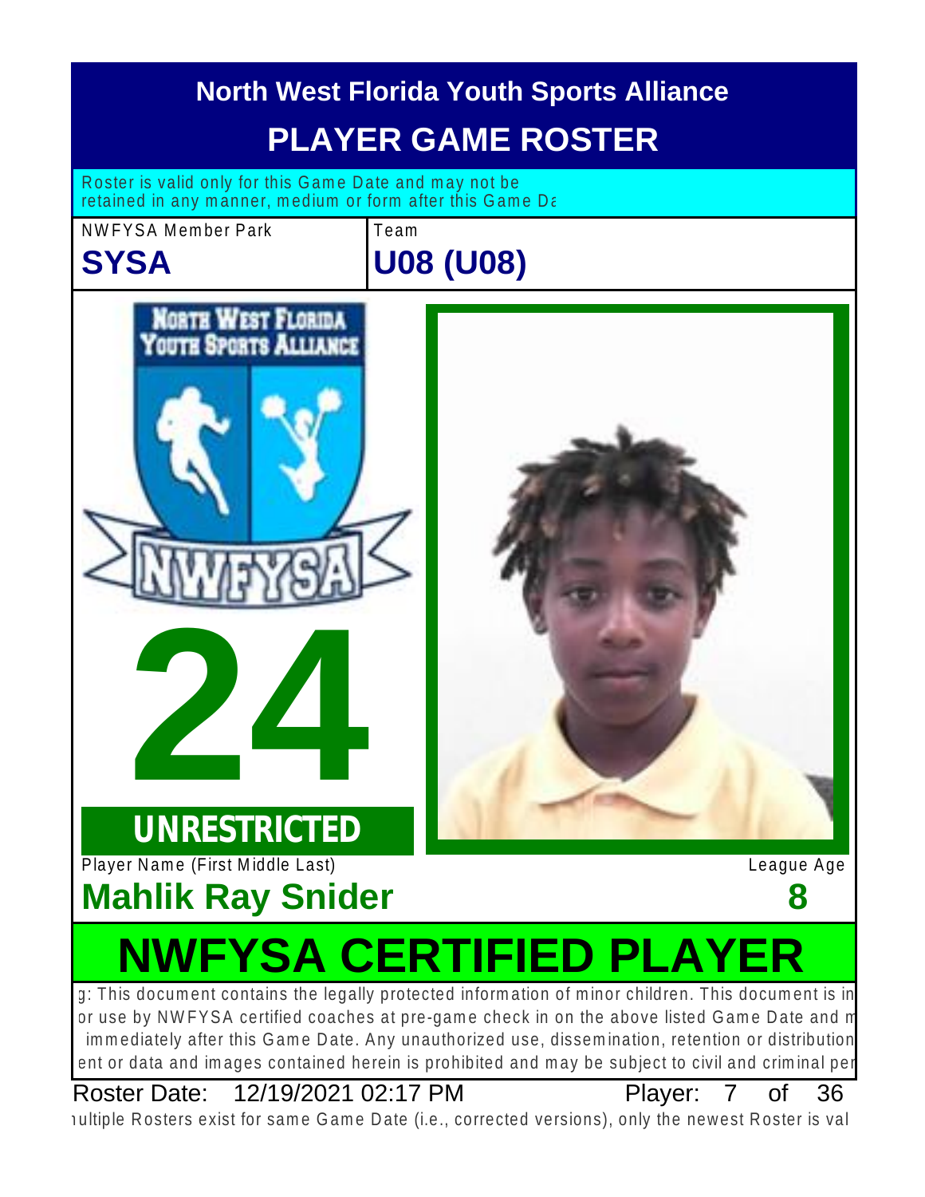# North West Florida Youth Sports Alliance

## PLAYER GAME ROSTER

Roster is valid only for this Game Date and may not be retained in any manner, medium or form after this Game Da

| NWFYSA Member Park | Team |
| --- | --- |
| **SYSA** | **U08 (U08)** |

**24**

**UNRESTRICTED**

Player Name (First Middle Last): **Mahlik Ray Snider**

League Age: **8**

## NWFYSA CERTIFIED PLAYER

g: This document contains the legally protected information of minor children. This document is in or use by NWFYSA certified coaches at pre-game check in on the above listed Game Date and m immediately after this Game Date. Any unauthorized use, dissemination, retention or distribution ent or data and images contained herein is prohibited and may be subject to civil and criminal per

Roster Date: 12/19/2021 02:17 PM — Player: 7 of 36

ıultiple Rosters exist for same Game Date (i.e., corrected versions), only the newest Roster is val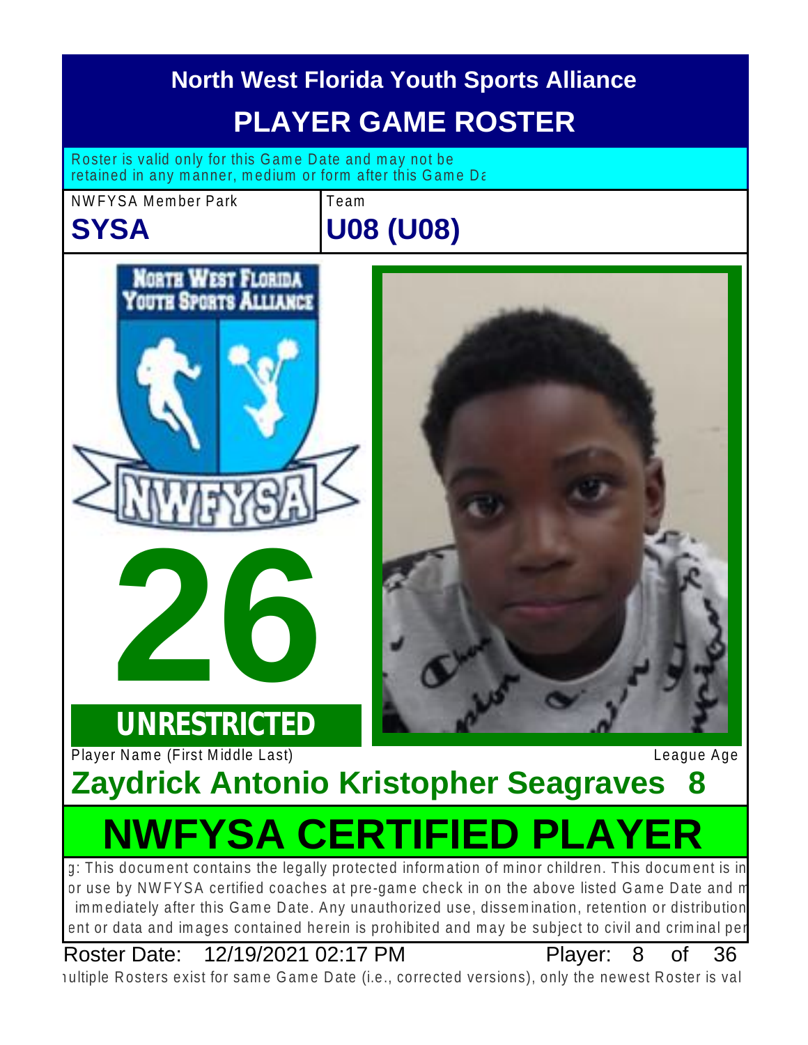# North West Florida Youth Sports Alliance

## PLAYER GAME ROSTER

Roster is valid only for this Game Date and may not be retained in any manner, medium or form after this Game Da

| NWFYSA Member Park | Team |
|---|---|
| **SYSA** | **U08 (U08)** |

NORTH WEST FLORIDA YOUTH SPORTS ALLIANCE

NWFYSA

# 26

**UNRESTRICTED**

Player Name (First Middle Last) — League Age

## Zaydrick Antonio Kristopher Seagraves 8

# NWFYSA CERTIFIED PLAYER

g: This document contains the legally protected information of minor children. This document is in or use by NWFYSA certified coaches at pre-game check in on the above listed Game Date and m immediately after this Game Date. Any unauthorized use, dissemination, retention or distribution ent or data and images contained herein is prohibited and may be subject to civil and criminal per

Roster Date: 12/19/2021 02:17 PM Player: 8 of 36

ıultiple Rosters exist for same Game Date (i.e., corrected versions), only the newest Roster is val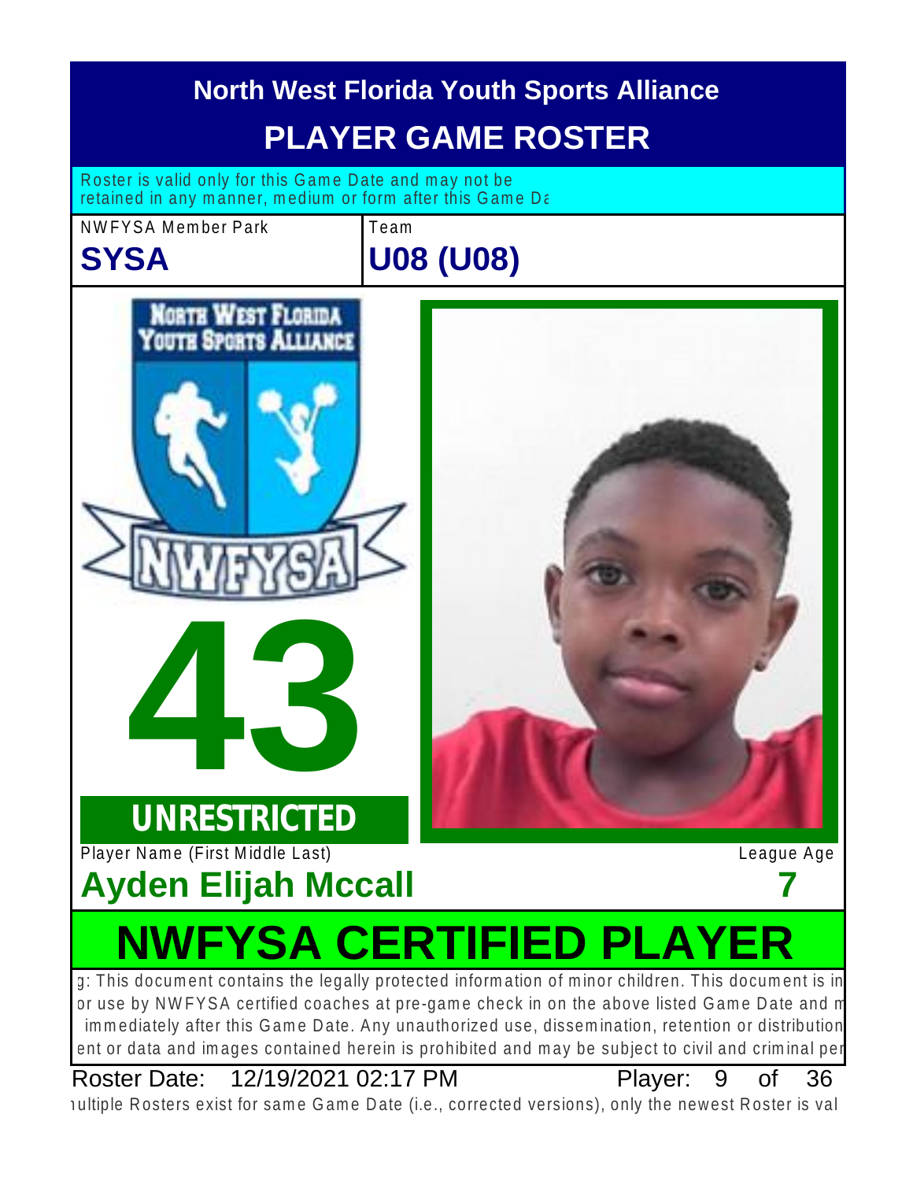# North West Florida Youth Sports Alliance

## PLAYER GAME ROSTER

Roster is valid only for this Game Date and may not be retained in any manner, medium or form after this Game Da

NWFYSA Member Park
**SYSA**

Team
**U08 (U08)**

**43**

**UNRESTRICTED**

Player Name (First Middle Last)
**Ayden Elijah Mccall**

League Age
**7**

# NWFYSA CERTIFIED PLAYER

g: This document contains the legally protected information of minor children. This document is in or use by NWFYSA certified coaches at pre-game check in on the above listed Game Date and m immediately after this Game Date. Any unauthorized use, dissemination, retention or distribution ent or data and images contained herein is prohibited and may be subject to civil and criminal per

Roster Date: 12/19/2021 02:17 PM

nultiple Rosters exist for same Game Date (i.e., corrected versions), only the newest Roster is val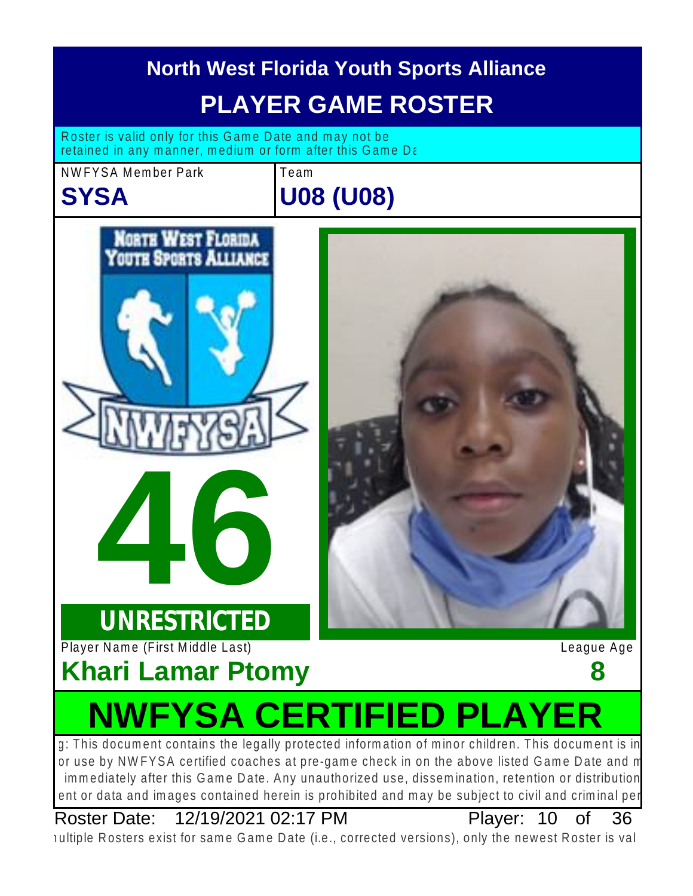# North West Florida Youth Sports Alliance

## PLAYER GAME ROSTER

Roster is valid only for this Game Date and may not be retained in any manner, medium or form after this Game Da

| NWFYSA Member Park | Team |
|---|---|
| **SYSA** | **U08 (U08)** |

**46**

**UNRESTRICTED**

| Player Name (First Middle Last) | League Age |
|---|---|
| **Khari Lamar Ptomy** | **8** |

## NWFYSA CERTIFIED PLAYER

g: This document contains the legally protected information of minor children. This document is in or use by NWFYSA certified coaches at pre-game check in on the above listed Game Date and m immediately after this Game Date. Any unauthorized use, dissemination, retention or distribution ent or data and images contained herein is prohibited and may be subject to civil and criminal per

Roster Date: 12/19/2021 02:17 PM Player: 10 of 36

ıultiple Rosters exist for same Game Date (i.e., corrected versions), only the newest Roster is val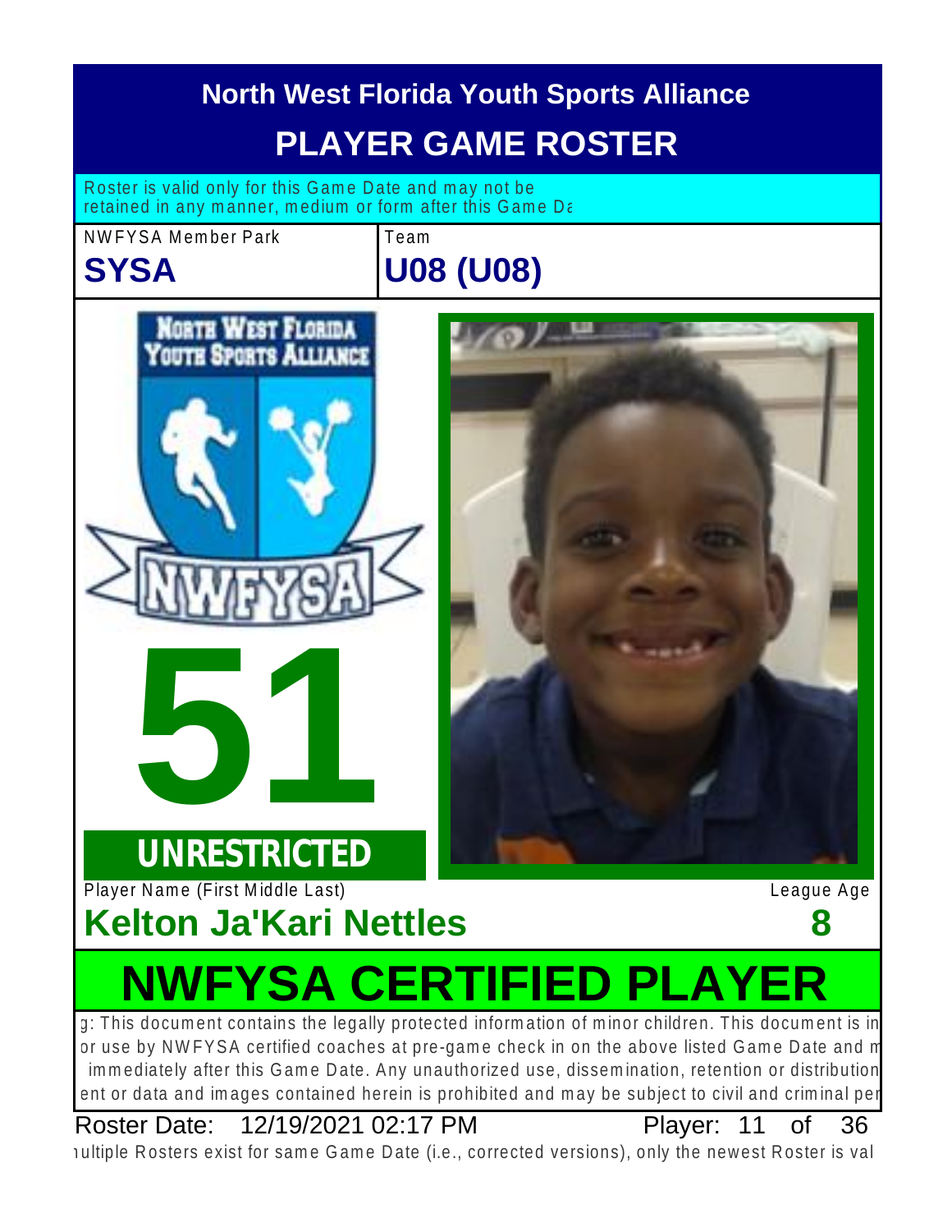# North West Florida Youth Sports Alliance

## PLAYER GAME ROSTER

Roster is valid only for this Game Date and may not be retained in any manner, medium or form after this Game Da

| NWFYSA Member Park | Team |
| --- | --- |
| **SYSA** | **U08 (U08)** |

**51**

**UNRESTRICTED**

| Player Name (First Middle Last) | League Age |
| --- | --- |
| **Kelton Ja'Kari Nettles** | **8** |

# NWFYSA CERTIFIED PLAYER

g: This document contains the legally protected information of minor children. This document is in or use by NWFYSA certified coaches at pre-game check in on the above listed Game Date and m immediately after this Game Date. Any unauthorized use, dissemination, retention or distribution ent or data and images contained herein is prohibited and may be subject to civil and criminal per

Roster Date: 12/19/2021 02:17 PM Player: 11 of 36

ıultiple Rosters exist for same Game Date (i.e., corrected versions), only the newest Roster is val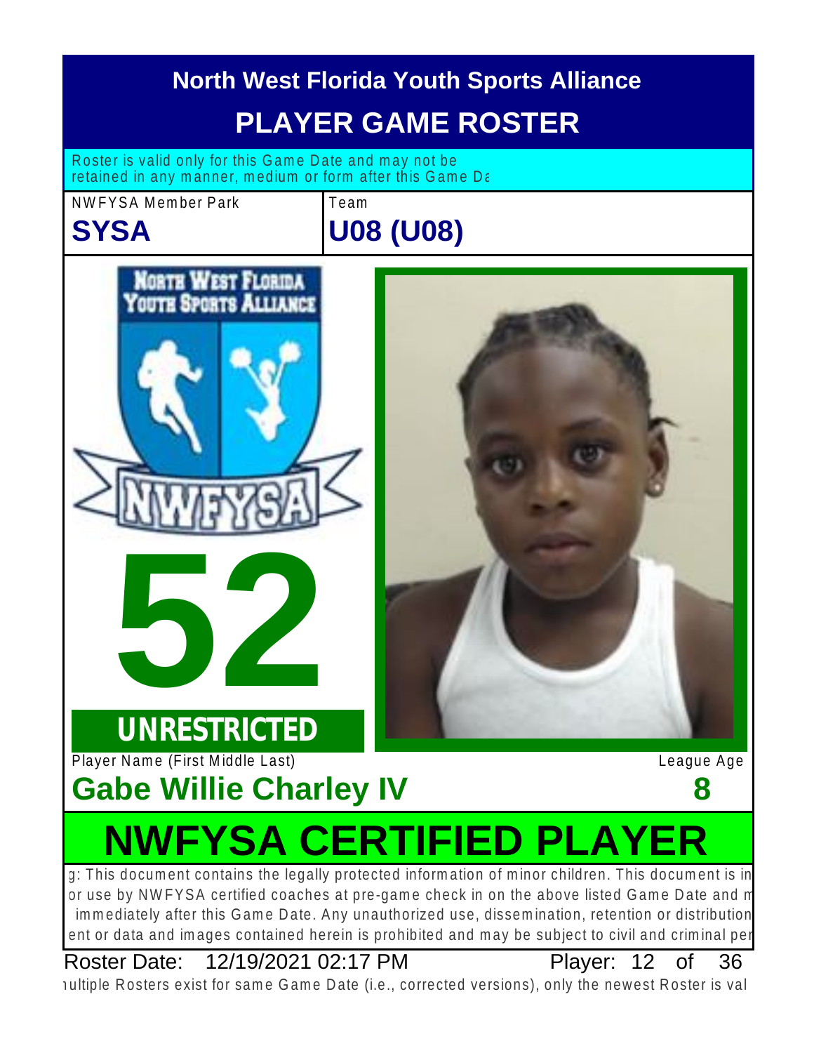# North West Florida Youth Sports Alliance

## PLAYER GAME ROSTER

Roster is valid only for this Game Date and may not be retained in any manner, medium or form after this Game Da

| NWFYSA Member Park | Team |
| --- | --- |
| **SYSA** | **U08 (U08)** |

NORTH WEST FLORIDA YOUTH SPORTS ALLIANCE

NWFYSA

# 52

**UNRESTRICTED**

| Player Name (First Middle Last) | League Age |
| --- | --- |
| **Gabe Willie Charley IV** | **8** |

# NWFYSA CERTIFIED PLAYER

g: This document contains the legally protected information of minor children. This document is in or use by NWFYSA certified coaches at pre-game check in on the above listed Game Date and m immediately after this Game Date. Any unauthorized use, dissemination, retention or distribution ent or data and images contained herein is prohibited and may be subject to civil and criminal per

Roster Date: 12/19/2021 02:17 PM Player: 12 of 36

ıultiple Rosters exist for same Game Date (i.e., corrected versions), only the newest Roster is val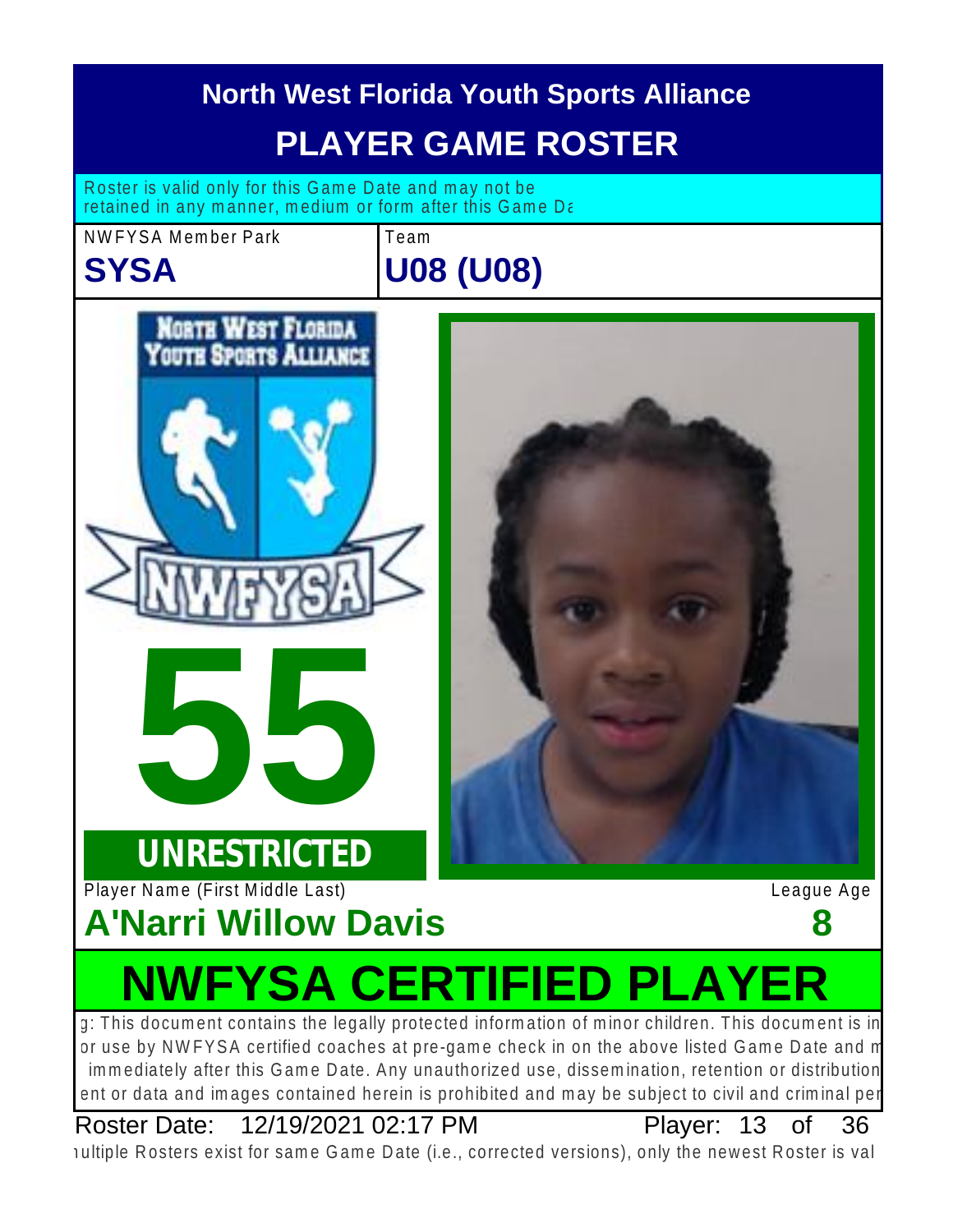# North West Florida Youth Sports Alliance

## PLAYER GAME ROSTER

Roster is valid only for this Game Date and may not be retained in any manner, medium or form after this Game Da

| NWFYSA Member Park | Team |
| --- | --- |
| **SYSA** | **U08 (U08)** |

**55**

**UNRESTRICTED**

| Player Name (First Middle Last) | League Age |
| --- | --- |
| **A'Narri Willow Davis** | **8** |

# NWFYSA CERTIFIED PLAYER

g: This document contains the legally protected information of minor children. This document is in or use by NWFYSA certified coaches at pre-game check in on the above listed Game Date and m immediately after this Game Date. Any unauthorized use, dissemination, retention or distribution ent or data and images contained herein is prohibited and may be subject to civil and criminal per

Roster Date: 12/19/2021 02:17 PM

ıultiple Rosters exist for same Game Date (i.e., corrected versions), only the newest Roster is val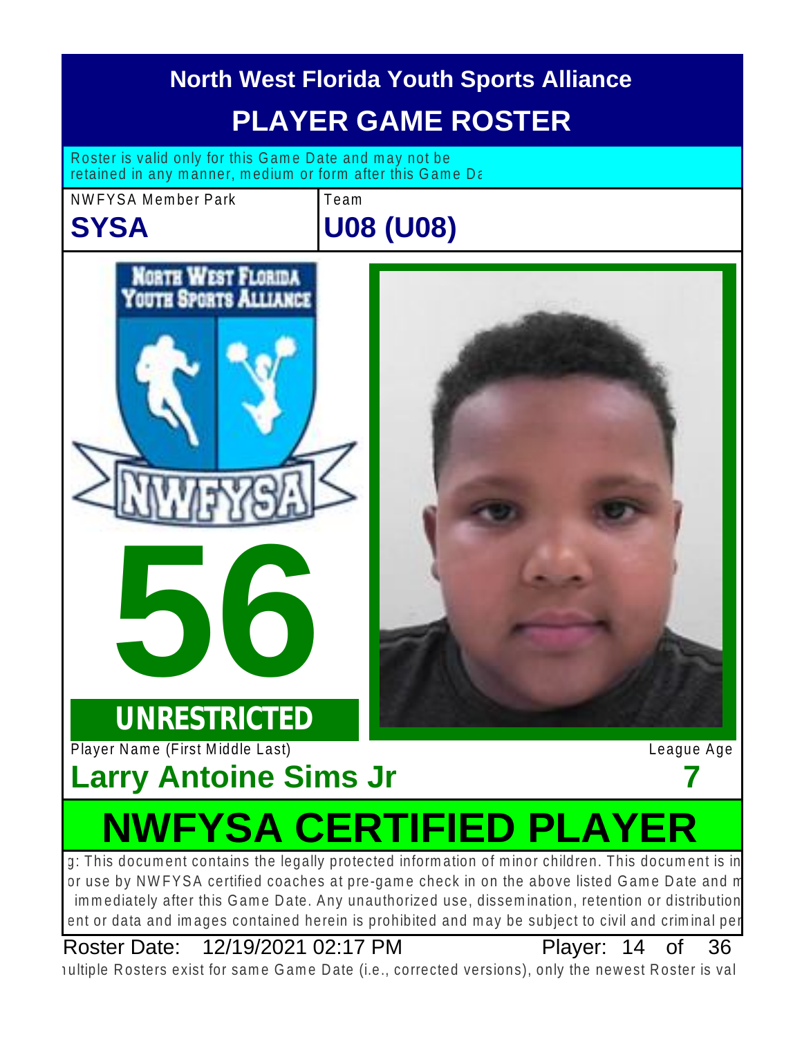# North West Florida Youth Sports Alliance

## PLAYER GAME ROSTER

Roster is valid only for this Game Date and may not be retained in any manner, medium or form after this Game Da

| NWFYSA Member Park | Team |
|---|---|
| **SYSA** | **U08 (U08)** |

**56**

**UNRESTRICTED**

| Player Name (First Middle Last) | League Age |
|---|---|
| **Larry Antoine Sims Jr** | **7** |

# NWFYSA CERTIFIED PLAYER

g: This document contains the legally protected information of minor children. This document is in or use by NWFYSA certified coaches at pre-game check in on the above listed Game Date and m immediately after this Game Date. Any unauthorized use, dissemination, retention or distribution ent or data and images contained herein is prohibited and may be subject to civil and criminal per

Roster Date: 12/19/2021 02:17 PM

ıultiple Rosters exist for same Game Date (i.e., corrected versions), only the newest Roster is val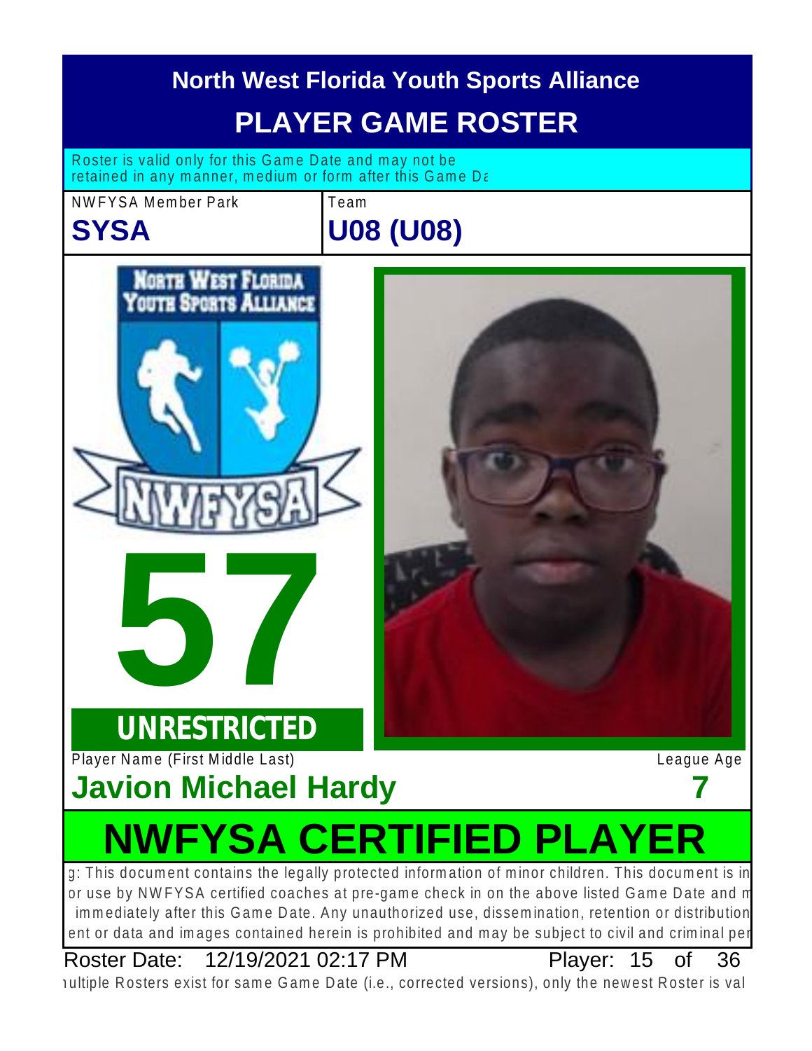# North West Florida Youth Sports Alliance

## PLAYER GAME ROSTER

Roster is valid only for this Game Date and may not be retained in any manner, medium or form after this Game Da

| NWFYSA Member Park | Team |
| --- | --- |
| **SYSA** | **U08 (U08)** |

NORTH WEST FLORIDA YOUTH SPORTS ALLIANCE

NWFYSA

**57**

**UNRESTRICTED**

| Player Name (First Middle Last) | League Age |
| --- | --- |
| **Javion Michael Hardy** | **7** |

## NWFYSA CERTIFIED PLAYER

g: This document contains the legally protected information of minor children. This document is in or use by NWFYSA certified coaches at pre-game check in on the above listed Game Date and m immediately after this Game Date. Any unauthorized use, dissemination, retention or distribution ent or data and images contained herein is prohibited and may be subject to civil and criminal per

Roster Date: 12/19/2021 02:17 PM Player: 15 of 36

ıultiple Rosters exist for same Game Date (i.e., corrected versions), only the newest Roster is val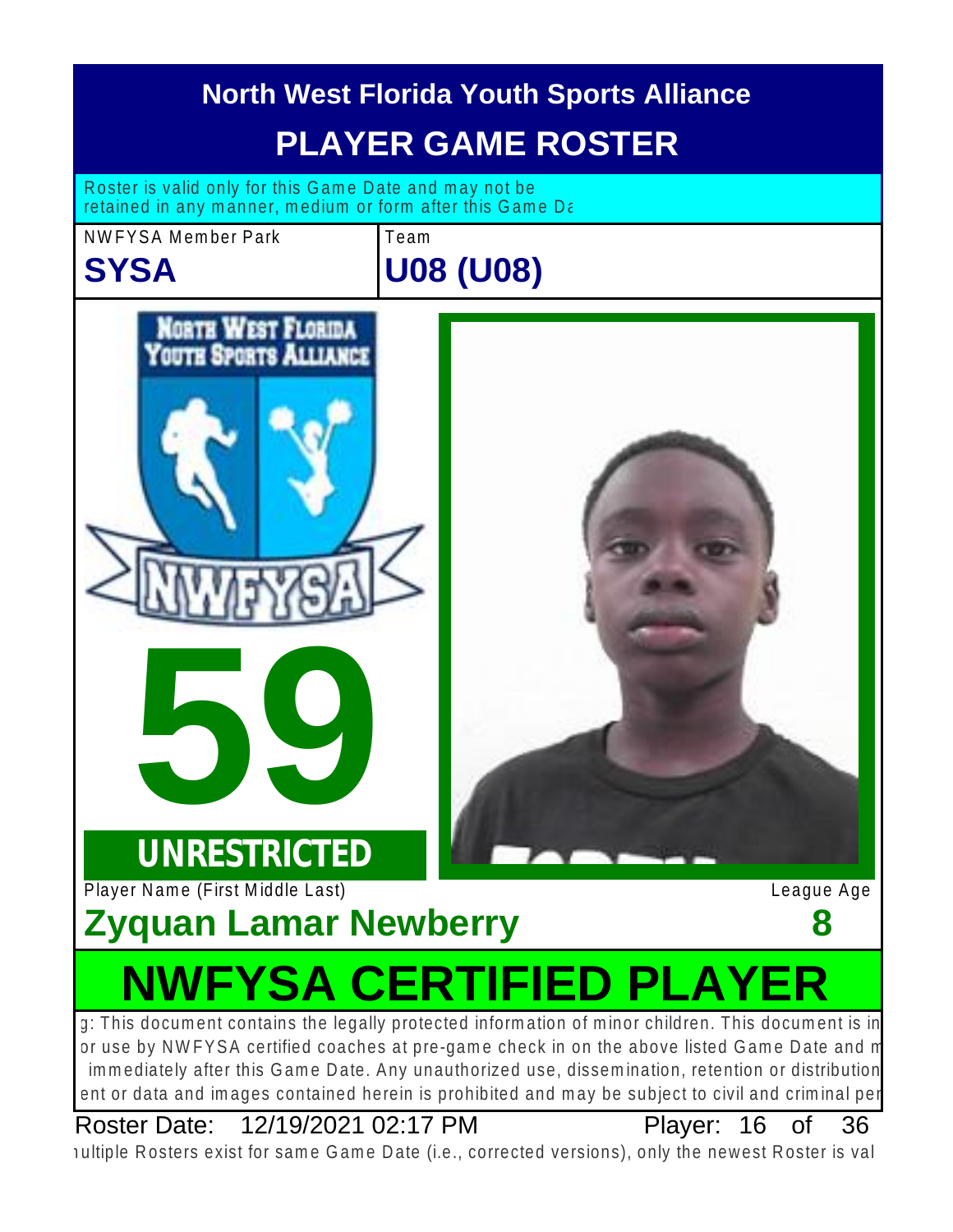# North West Florida Youth Sports Alliance

## PLAYER GAME ROSTER

Roster is valid only for this Game Date and may not be retained in any manner, medium or form after this Game Da

| NWFYSA Member Park | Team |
|---|---|
| **SYSA** | **U08 (U08)** |

**59**

**UNRESTRICTED**

| Player Name (First Middle Last) | League Age |
|---|---|
| **Zyquan Lamar Newberry** | **8** |

# NWFYSA CERTIFIED PLAYER

g: This document contains the legally protected information of minor children. This document is in or use by NWFYSA certified coaches at pre-game check in on the above listed Game Date and m immediately after this Game Date. Any unauthorized use, dissemination, retention or distribution ent or data and images contained herein is prohibited and may be subject to civil and criminal per

Roster Date: 12/19/2021 02:17 PM Player: 16 of 36

ıultiple Rosters exist for same Game Date (i.e., corrected versions), only the newest Roster is val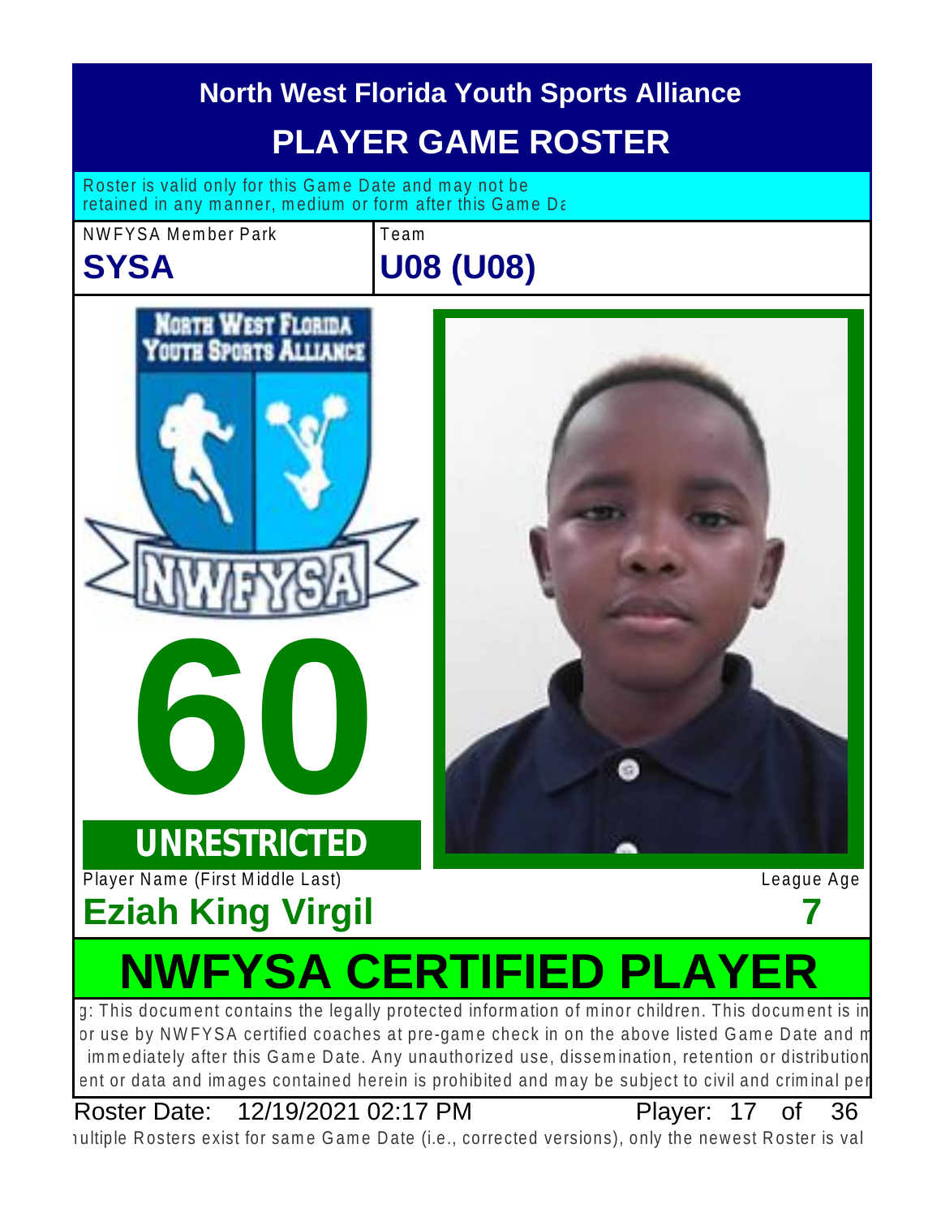# North West Florida Youth Sports Alliance

## PLAYER GAME ROSTER

Roster is valid only for this Game Date and may not be retained in any manner, medium or form after this Game Da

| NWFYSA Member Park | Team |
| --- | --- |
| **SYSA** | **U08 (U08)** |

**60**

**UNRESTRICTED**

| Player Name (First Middle Last) | League Age |
| --- | --- |
| **Eziah King Virgil** | **7** |

## NWFYSA CERTIFIED PLAYER

g: This document contains the legally protected information of minor children. This document is in or use by NWFYSA certified coaches at pre-game check in on the above listed Game Date and m immediately after this Game Date. Any unauthorized use, dissemination, retention or distribution ent or data and images contained herein is prohibited and may be subject to civil and criminal per

Roster Date: 12/19/2021 02:17 PM

Player: 17 of 36

ıultiple Rosters exist for same Game Date (i.e., corrected versions), only the newest Roster is val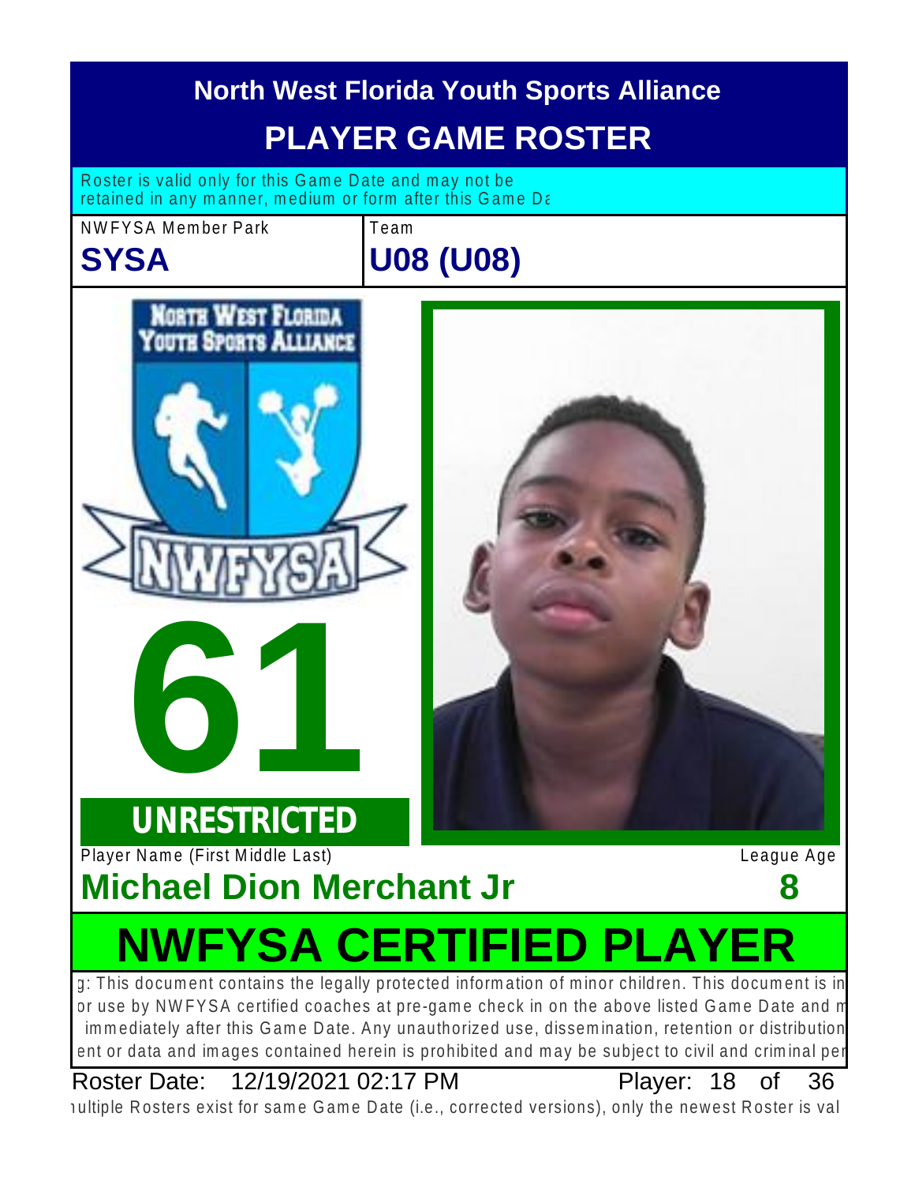# North West Florida Youth Sports Alliance

## PLAYER GAME ROSTER

Roster is valid only for this Game Date and may not be retained in any manner, medium or form after this Game Da

| NWFYSA Member Park | Team |
| --- | --- |
| **SYSA** | **U08 (U08)** |

# 61

**UNRESTRICTED**

Player Name (First Middle Last) | League Age

**Michael Dion Merchant Jr** | **8**

# NWFYSA CERTIFIED PLAYER

g: This document contains the legally protected information of minor children. This document is in or use by NWFYSA certified coaches at pre-game check in on the above listed Game Date and m immediately after this Game Date. Any unauthorized use, dissemination, retention or distribution ent or data and images contained herein is prohibited and may be subject to civil and criminal per

Roster Date: 12/19/2021 02:17 PM

Player: 18 of 36

ıultiple Rosters exist for same Game Date (i.e., corrected versions), only the newest Roster is val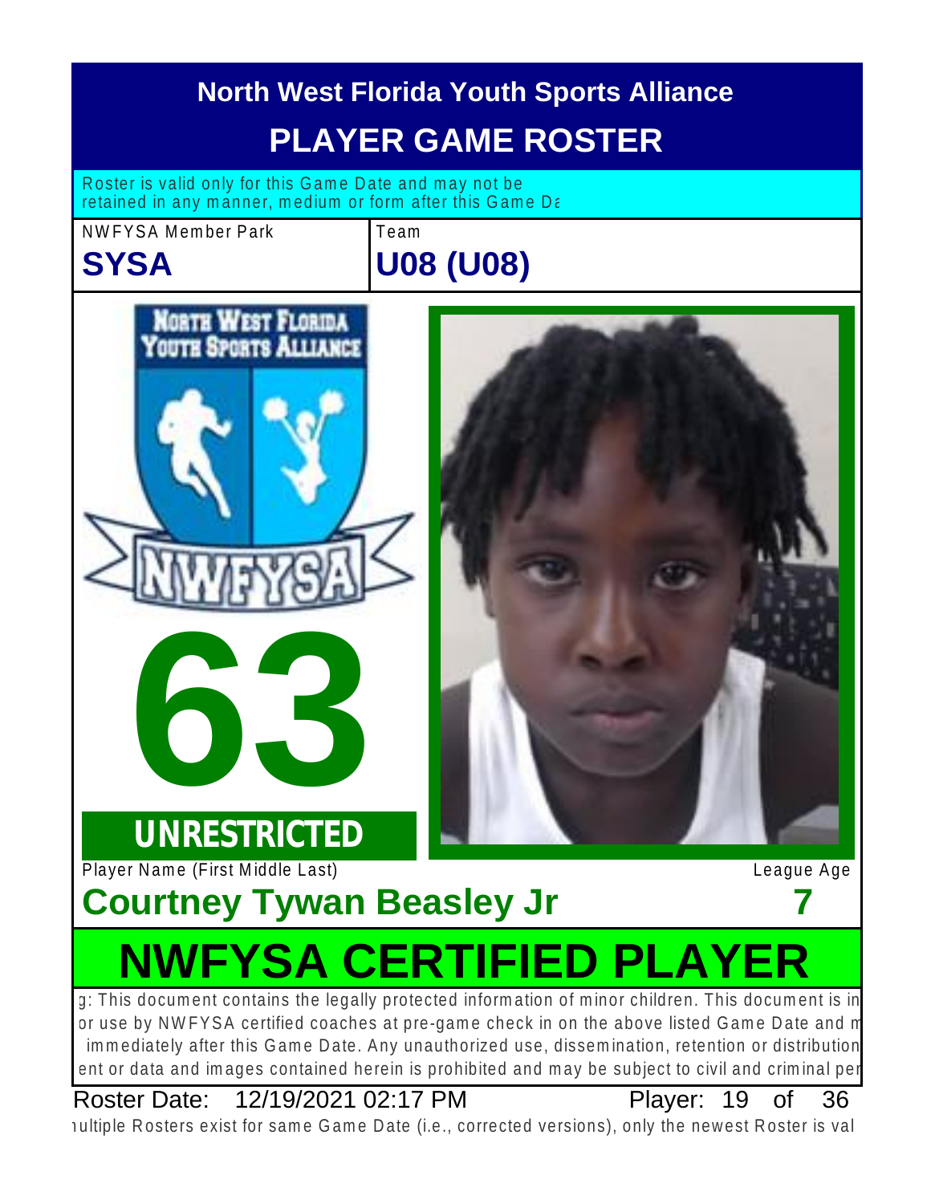# North West Florida Youth Sports Alliance

## PLAYER GAME ROSTER

Roster is valid only for this Game Date and may not be retained in any manner, medium or form after this Game Da

| NWFYSA Member Park | Team |
| --- | --- |
| **SYSA** | **U08 (U08)** |

NORTH WEST FLORIDA YOUTH SPORTS ALLIANCE

NWFYSA

**63**

**UNRESTRICTED**

| Player Name (First Middle Last) | League Age |
| --- | --- |
| **Courtney Tywan Beasley Jr** | **7** |

# NWFYSA CERTIFIED PLAYER

g: This document contains the legally protected information of minor children. This document is in or use by NWFYSA certified coaches at pre-game check in on the above listed Game Date and m immediately after this Game Date. Any unauthorized use, dissemination, retention or distribution ent or data and images contained herein is prohibited and may be subject to civil and criminal per

Roster Date: 12/19/2021 02:17 PM Player: 19 of 36

ıultiple Rosters exist for same Game Date (i.e., corrected versions), only the newest Roster is val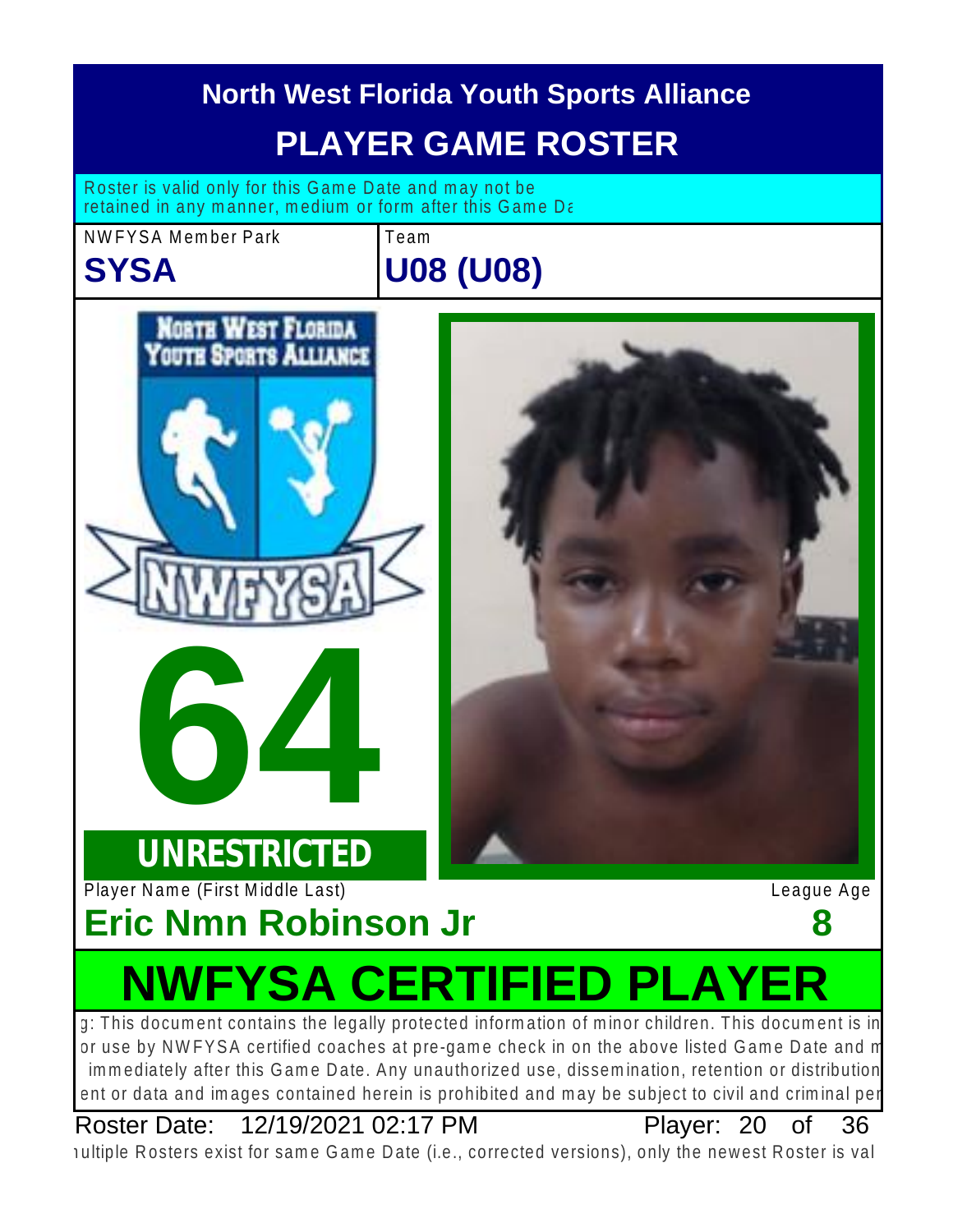# North West Florida Youth Sports Alliance

## PLAYER GAME ROSTER

Roster is valid only for this Game Date and may not be retained in any manner, medium or form after this Game Da

| NWFYSA Member Park | Team |
|---|---|
| **SYSA** | **U08 (U08)** |

# 64

**UNRESTRICTED**

| Player Name (First Middle Last) | League Age |
|---|---|
| **Eric Nmn Robinson Jr** | **8** |

# NWFYSA CERTIFIED PLAYER

g: This document contains the legally protected information of minor children. This document is in or use by NWFYSA certified coaches at pre-game check in on the above listed Game Date and m immediately after this Game Date. Any unauthorized use, dissemination, retention or distribution ent or data and images contained herein is prohibited and may be subject to civil and criminal per

Roster Date: 12/19/2021 02:17 PM Player: 20 of 36

ultiple Rosters exist for same Game Date (i.e., corrected versions), only the newest Roster is val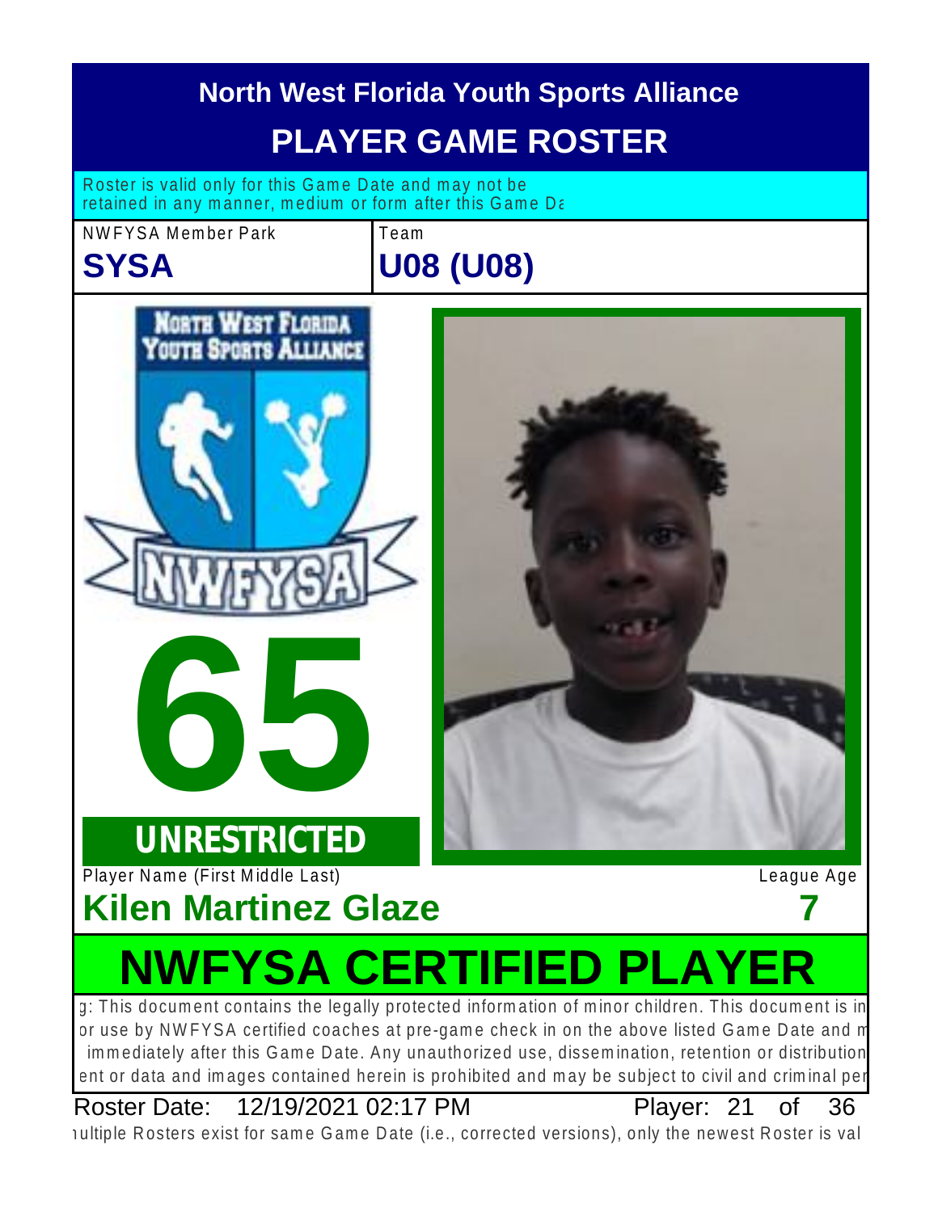# North West Florida Youth Sports Alliance

## PLAYER GAME ROSTER

Roster is valid only for this Game Date and may not be retained in any manner, medium or form after this Game Da

| NWFYSA Member Park | Team |
| --- | --- |
| **SYSA** | **U08 (U08)** |

# 65

**UNRESTRICTED**

Player Name (First Middle Last) — League Age

**Kilen Martinez Glaze** — **7**

# NWFYSA CERTIFIED PLAYER

g: This document contains the legally protected information of minor children. This document is in or use by NWFYSA certified coaches at pre-game check in on the above listed Game Date and m immediately after this Game Date. Any unauthorized use, dissemination, retention or distribution ent or data and images contained herein is prohibited and may be subject to civil and criminal per

Roster Date: 12/19/2021 02:17 PM — Player: 21 of 36

ıultiple Rosters exist for same Game Date (i.e., corrected versions), only the newest Roster is val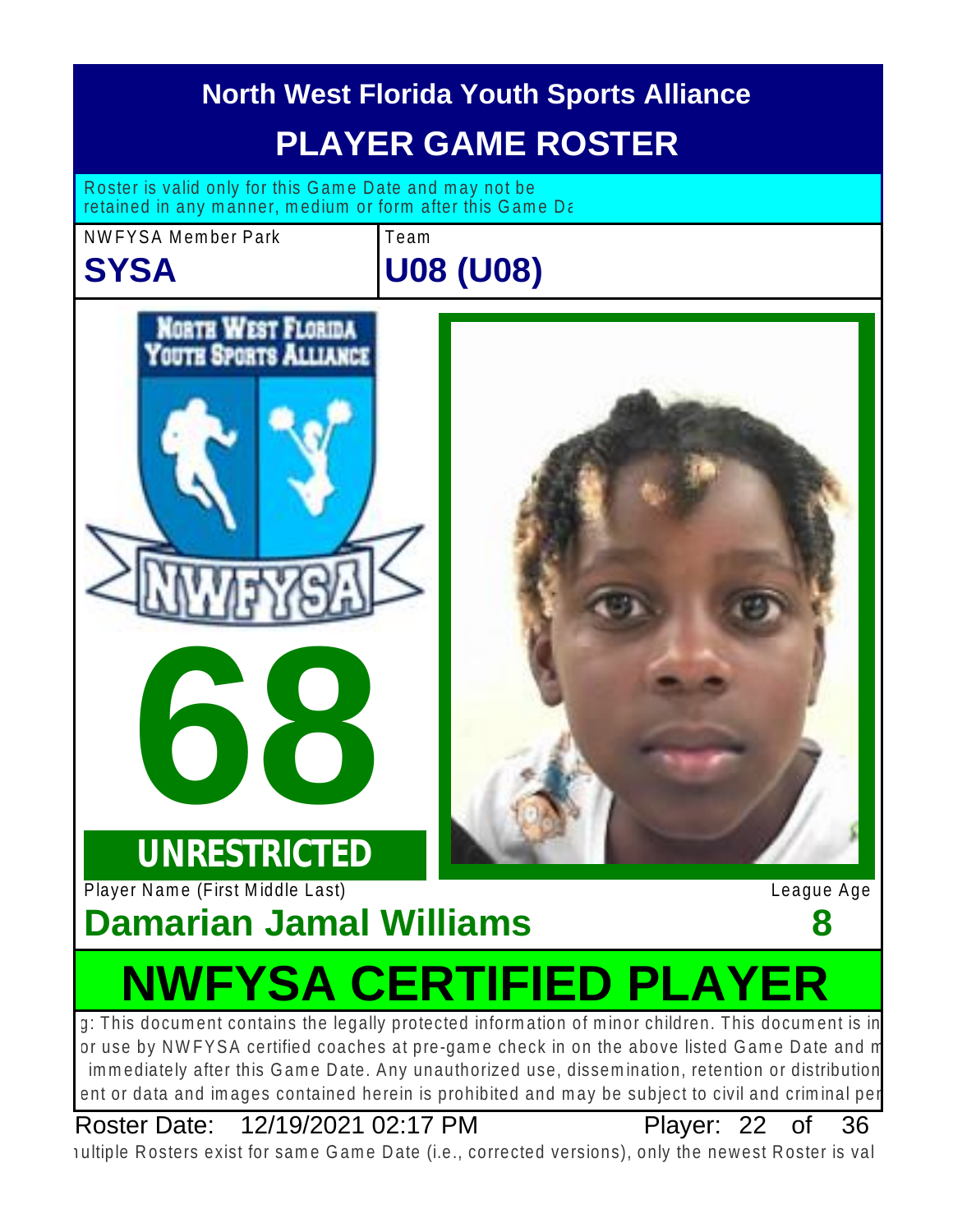# North West Florida Youth Sports Alliance

## PLAYER GAME ROSTER

Roster is valid only for this Game Date and may not be retained in any manner, medium or form after this Game Da

| NWFYSA Member Park | Team |
| --- | --- |
| **SYSA** | **U08 (U08)** |

NORTH WEST FLORIDA YOUTH SPORTS ALLIANCE

NWFYSA

# 68

**UNRESTRICTED**

| Player Name (First Middle Last) | League Age |
| --- | --- |
| **Damarian Jamal Williams** | **8** |

# NWFYSA CERTIFIED PLAYER

g: This document contains the legally protected information of minor children. This document is in or use by NWFYSA certified coaches at pre-game check in on the above listed Game Date and m immediately after this Game Date. Any unauthorized use, dissemination, retention or distribution ent or data and images contained herein is prohibited and may be subject to civil and criminal per

Roster Date: 12/19/2021 02:17 PM Player: 22 of 36

ıultiple Rosters exist for same Game Date (i.e., corrected versions), only the newest Roster is val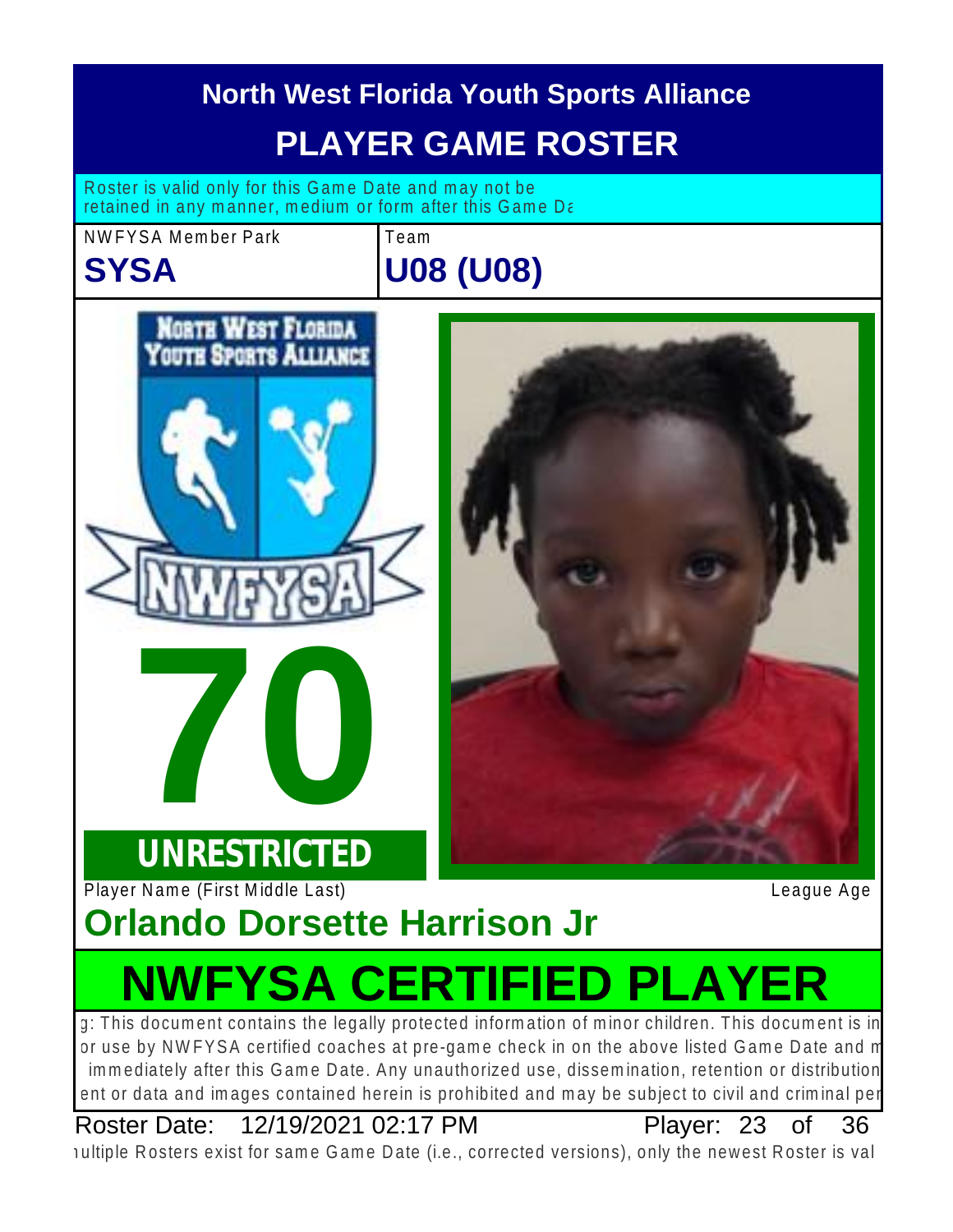# North West Florida Youth Sports Alliance

## PLAYER GAME ROSTER

Roster is valid only for this Game Date and may not be retained in any manner, medium or form after this Game Da

| NWFYSA Member Park | Team |
| --- | --- |
| **SYSA** | **U08 (U08)** |

**70**

**UNRESTRICTED**

Player Name (First Middle Last) League Age

## Orlando Dorsette Harrison Jr

# NWFYSA CERTIFIED PLAYER

g: This document contains the legally protected information of minor children. This document is in or use by NWFYSA certified coaches at pre-game check in on the above listed Game Date and m immediately after this Game Date. Any unauthorized use, dissemination, retention or distribution ent or data and images contained herein is prohibited and may be subject to civil and criminal per

Roster Date: 12/19/2021 02:17 PM Player: 23 of 36

ıultiple Rosters exist for same Game Date (i.e., corrected versions), only the newest Roster is val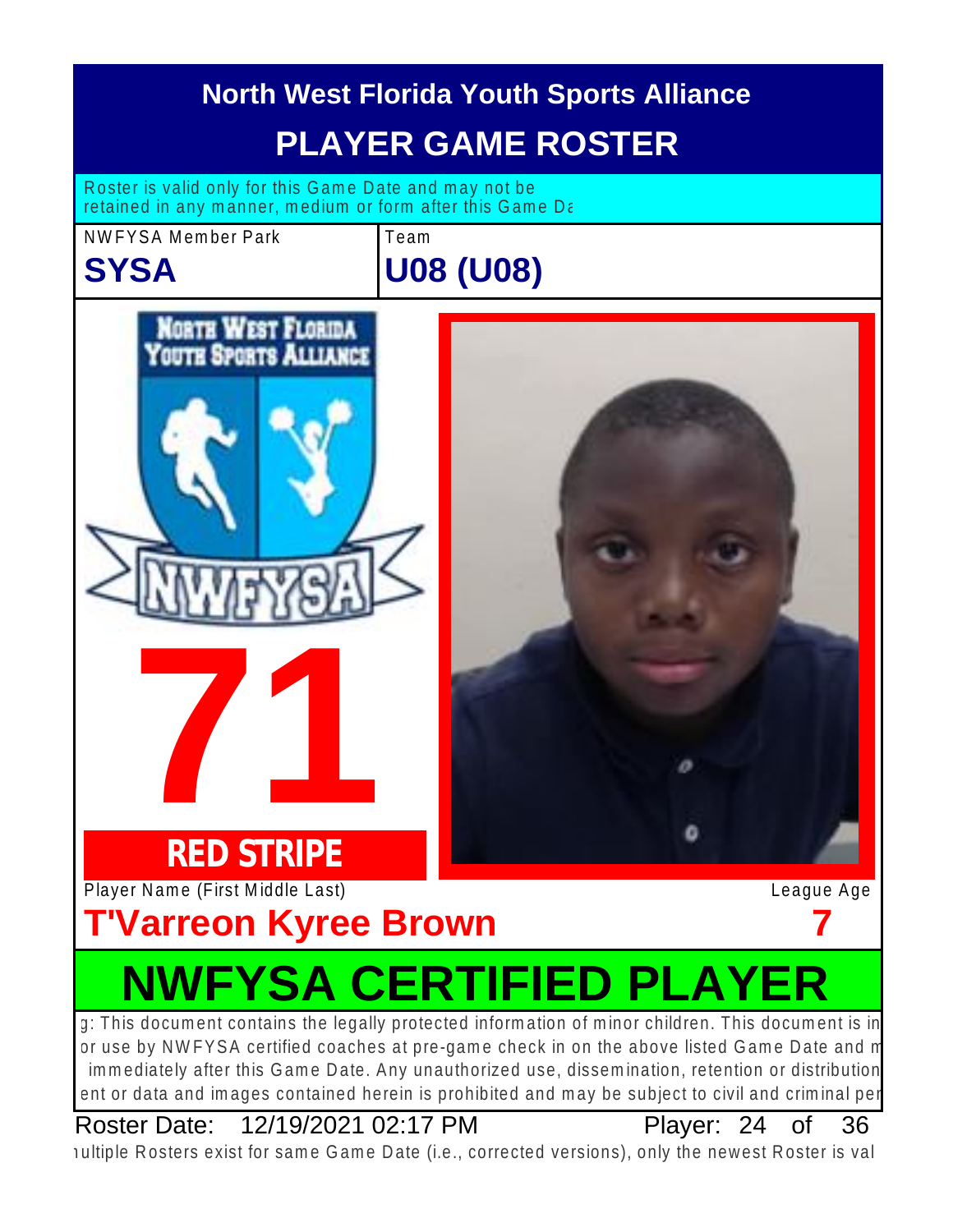# North West Florida Youth Sports Alliance

## PLAYER GAME ROSTER

Roster is valid only for this Game Date and may not be retained in any manner, medium or form after this Game Da

| NWFYSA Member Park | Team |
|---|---|
| **SYSA** | **U08 (U08)** |

NORTH WEST FLORIDA YOUTH SPORTS ALLIANCE

NWFYSA

**71**

**RED STRIPE**

| Player Name (First Middle Last) | League Age |
|---|---|
| **T'Varreon Kyree Brown** | **7** |

## NWFYSA CERTIFIED PLAYER

g: This document contains the legally protected information of minor children. This document is in or use by NWFYSA certified coaches at pre-game check in on the above listed Game Date and m immediately after this Game Date. Any unauthorized use, dissemination, retention or distribution ent or data and images contained herein is prohibited and may be subject to civil and criminal per

Roster Date: 12/19/2021 02:17 PM

Player: 24 of 36

ıultiple Rosters exist for same Game Date (i.e., corrected versions), only the newest Roster is val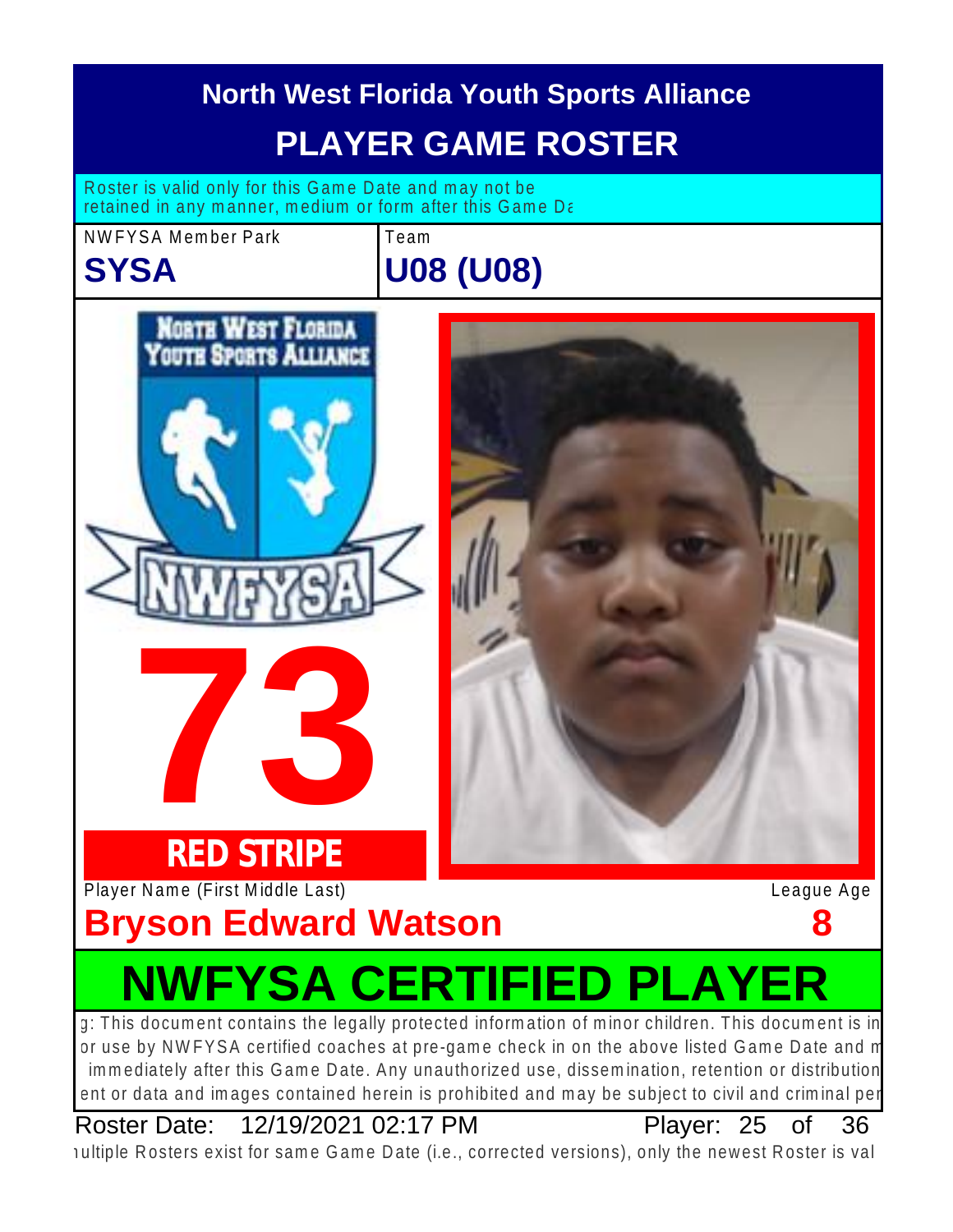# North West Florida Youth Sports Alliance

## PLAYER GAME ROSTER

Roster is valid only for this Game Date and may not be retained in any manner, medium or form after this Game Da

| NWFYSA Member Park | Team |
| --- | --- |
| **SYSA** | **U08 (U08)** |

**73**

**RED STRIPE**

| Player Name (First Middle Last) | League Age |
| --- | --- |
| **Bryson Edward Watson** | **8** |

## NWFYSA CERTIFIED PLAYER

g: This document contains the legally protected information of minor children. This document is in or use by NWFYSA certified coaches at pre-game check in on the above listed Game Date and m immediately after this Game Date. Any unauthorized use, dissemination, retention or distribution ent or data and images contained herein is prohibited and may be subject to civil and criminal per

Roster Date: 12/19/2021 02:17 PM Player: 25 of 36

ıultiple Rosters exist for same Game Date (i.e., corrected versions), only the newest Roster is val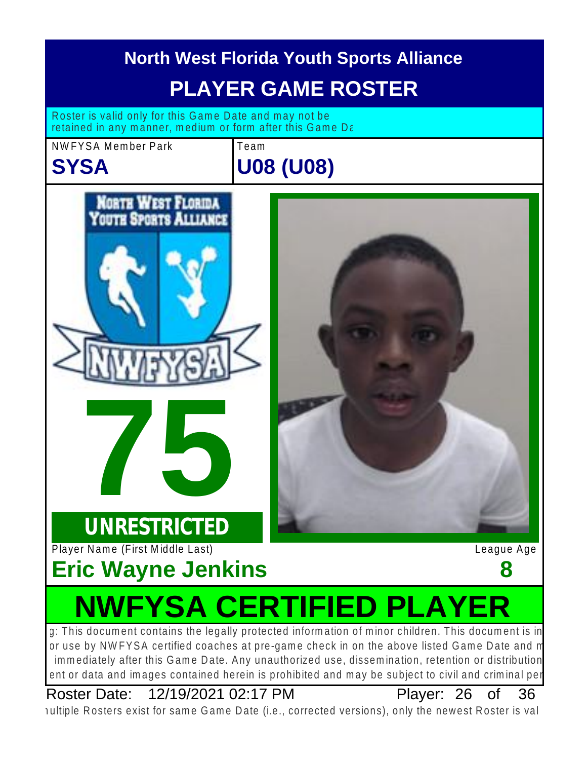# North West Florida Youth Sports Alliance

## PLAYER GAME ROSTER

Roster is valid only for this Game Date and may not be retained in any manner, medium or form after this Game Da

| NWFYSA Member Park | Team |
|---|---|
| **SYSA** | **U08 (U08)** |

NORTH WEST FLORIDA YOUTH SPORTS ALLIANCE

NWFYSA

# 75

**UNRESTRICTED**

Player Name (First Middle Last): **Eric Wayne Jenkins**

League Age: **8**

# NWFYSA CERTIFIED PLAYER

g: This document contains the legally protected information of minor children. This document is in or use by NWFYSA certified coaches at pre-game check in on the above listed Game Date and m immediately after this Game Date. Any unauthorized use, dissemination, retention or distribution ent or data and images contained herein is prohibited and may be subject to civil and criminal per

Roster Date: 12/19/2021 02:17 PM    Player: 26 of 36

ıultiple Rosters exist for same Game Date (i.e., corrected versions), only the newest Roster is val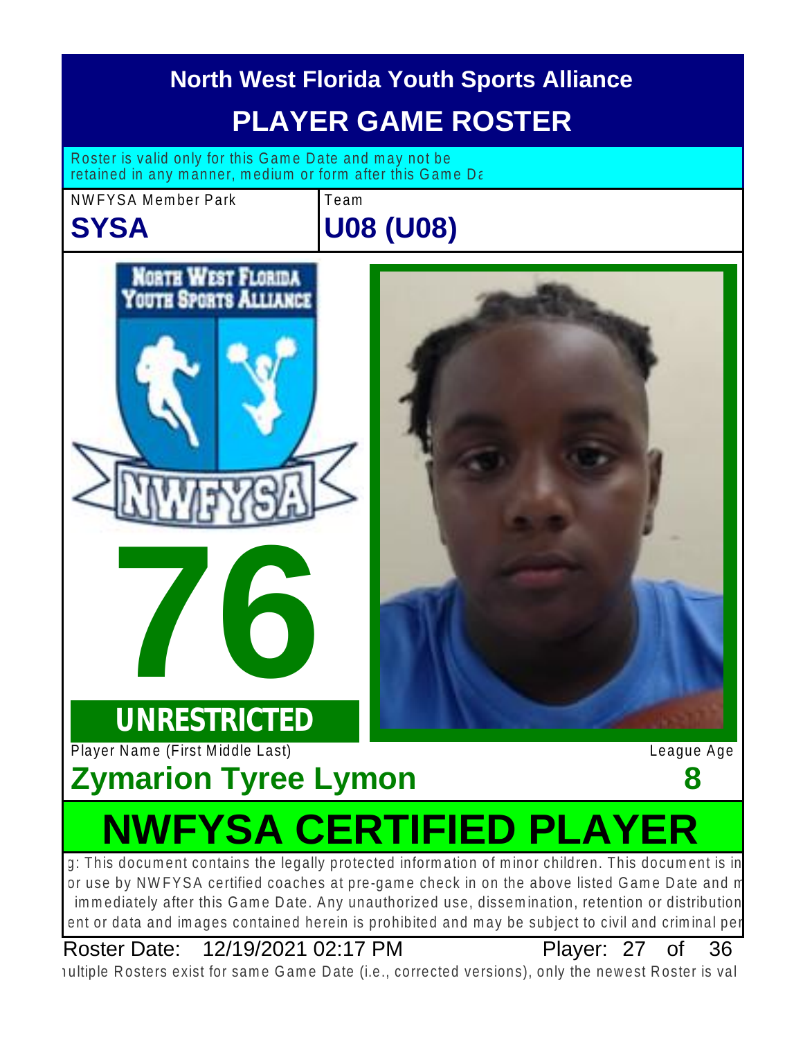# North West Florida Youth Sports Alliance

## PLAYER GAME ROSTER

Roster is valid only for this Game Date and may not be retained in any manner, medium or form after this Game Da

| NWFYSA Member Park | Team |
| --- | --- |
| **SYSA** | **U08 (U08)** |

# 76

**UNRESTRICTED**

| Player Name (First Middle Last) | League Age |
| --- | --- |
| **Zymarion Tyree Lymon** | **8** |

# NWFYSA CERTIFIED PLAYER

g: This document contains the legally protected information of minor children. This document is in or use by NWFYSA certified coaches at pre-game check in on the above listed Game Date and m immediately after this Game Date. Any unauthorized use, dissemination, retention or distribution ent or data and images contained herein is prohibited and may be subject to civil and criminal per

Roster Date: 12/19/2021 02:17 PM Player: 27 of 36

ıultiple Rosters exist for same Game Date (i.e., corrected versions), only the newest Roster is val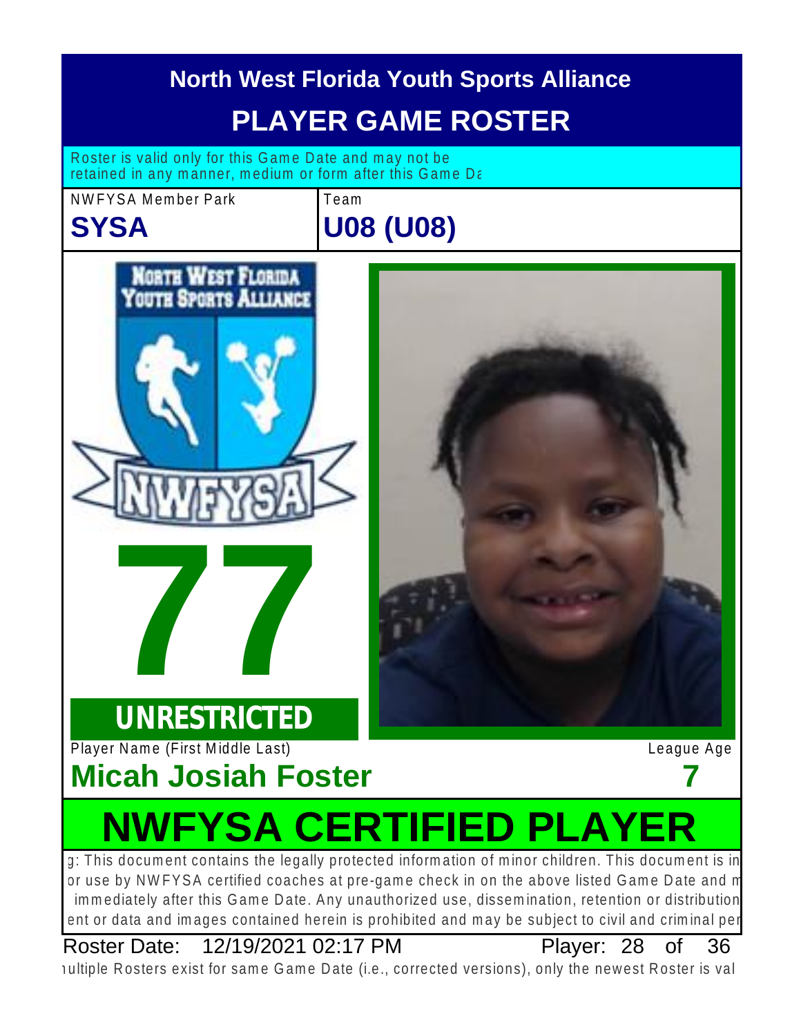# North West Florida Youth Sports Alliance

## PLAYER GAME ROSTER

Roster is valid only for this Game Date and may not be retained in any manner, medium or form after this Game Da

| NWFYSA Member Park | Team |
| --- | --- |
| **SYSA** | **U08 (U08)** |

# 77

**UNRESTRICTED**

| Player Name (First Middle Last) | League Age |
| --- | --- |
| **Micah Josiah Foster** | **7** |

# NWFYSA CERTIFIED PLAYER

g: This document contains the legally protected information of minor children. This document is in or use by NWFYSA certified coaches at pre-game check in on the above listed Game Date and m immediately after this Game Date. Any unauthorized use, dissemination, retention or distribution ent or data and images contained herein is prohibited and may be subject to civil and criminal per

Roster Date: 12/19/2021 02:17 PM Player: 28 of 36

ıultiple Rosters exist for same Game Date (i.e., corrected versions), only the newest Roster is val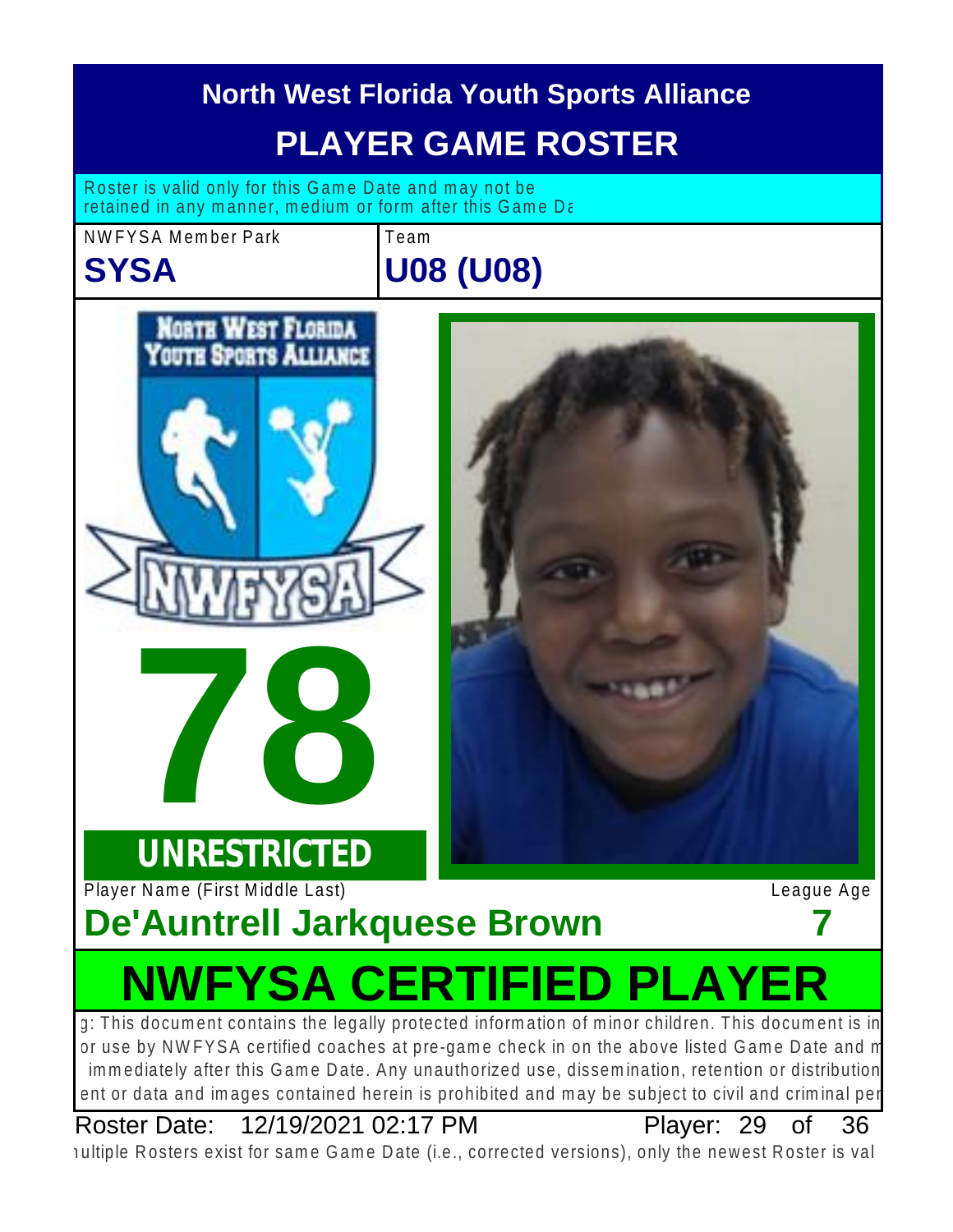# North West Florida Youth Sports Alliance

## PLAYER GAME ROSTER

Roster is valid only for this Game Date and may not be retained in any manner, medium or form after this Game Da

| NWFYSA Member Park | Team |
|---|---|
| **SYSA** | **U08 (U08)** |

# 78

**UNRESTRICTED**

Player Name (First Middle Last)

**De'Auntrell Jarkquese Brown**

League Age

**7**

# NWFYSA CERTIFIED PLAYER

g: This document contains the legally protected information of minor children. This document is in or use by NWFYSA certified coaches at pre-game check in on the above listed Game Date and m immediately after this Game Date. Any unauthorized use, dissemination, retention or distribution ent or data and images contained herein is prohibited and may be subject to civil and criminal per

Roster Date: 12/19/2021 02:17 PM

Player: 29 of 36

ultiple Rosters exist for same Game Date (i.e., corrected versions), only the newest Roster is val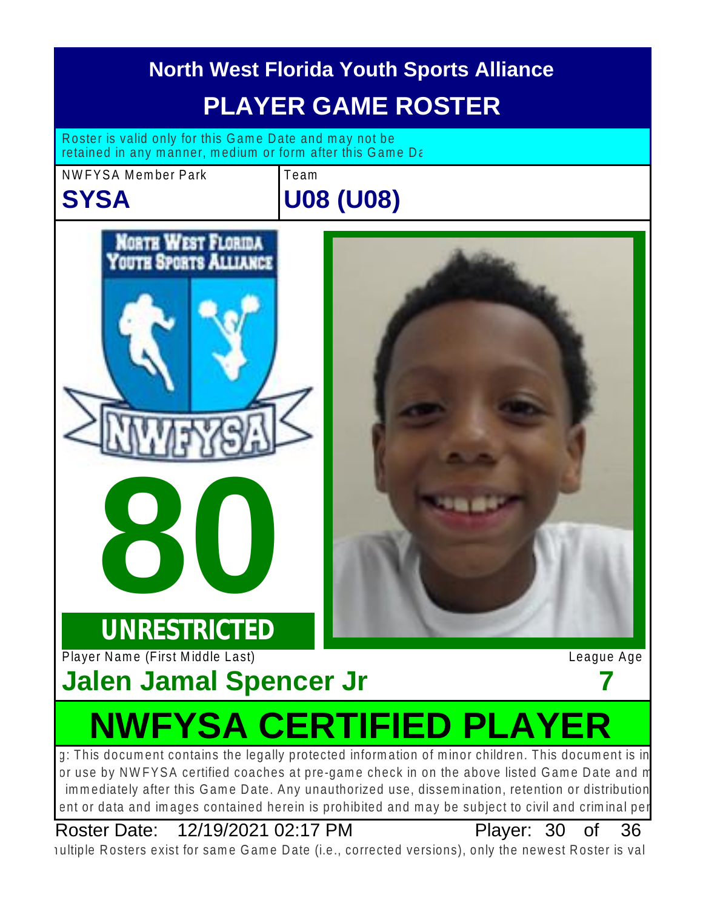# North West Florida Youth Sports Alliance

## PLAYER GAME ROSTER

Roster is valid only for this Game Date and may not be retained in any manner, medium or form after this Game Da

| NWFYSA Member Park | Team |
|---|---|
| **SYSA** | **U08 (U08)** |

**80**

**UNRESTRICTED**

| Player Name (First Middle Last) | League Age |
|---|---|
| **Jalen Jamal Spencer Jr** | **7** |

## NWFYSA CERTIFIED PLAYER

g: This document contains the legally protected information of minor children. This document is in or use by NWFYSA certified coaches at pre-game check in on the above listed Game Date and m immediately after this Game Date. Any unauthorized use, dissemination, retention or distribution ent or data and images contained herein is prohibited and may be subject to civil and criminal per

Roster Date: 12/19/2021 02:17 PM    Player: 30 of 36

ıultiple Rosters exist for same Game Date (i.e., corrected versions), only the newest Roster is val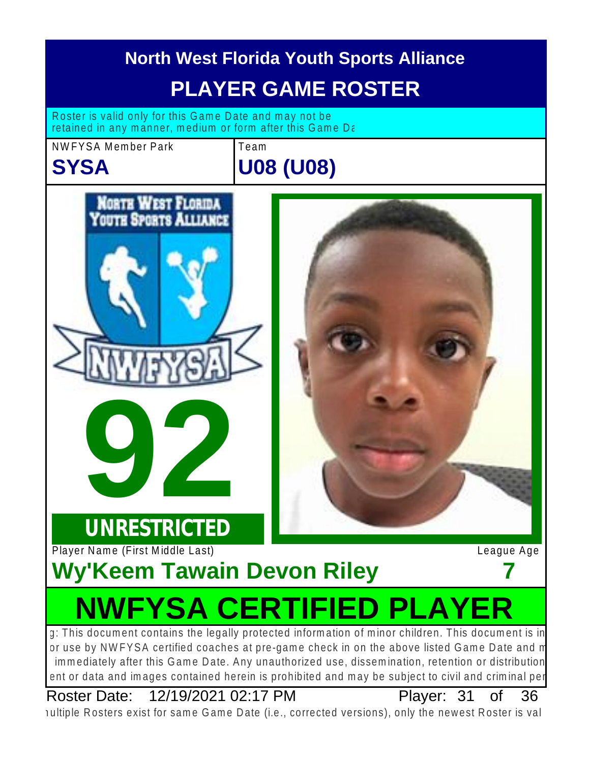# North West Florida Youth Sports Alliance

## PLAYER GAME ROSTER

Roster is valid only for this Game Date and may not be retained in any manner, medium or form after this Game Da

| NWFYSA Member Park | Team |
| --- | --- |
| **SYSA** | **U08 (U08)** |

**92**

**UNRESTRICTED**

| Player Name (First Middle Last) | League Age |
| --- | --- |
| **Wy'Keem Tawain Devon Riley** | **7** |

# NWFYSA CERTIFIED PLAYER

g: This document contains the legally protected information of minor children. This document is in or use by NWFYSA certified coaches at pre-game check in on the above listed Game Date and m immediately after this Game Date. Any unauthorized use, dissemination, retention or distribution ent or data and images contained herein is prohibited and may be subject to civil and criminal per

Roster Date: 12/19/2021 02:17 PM

ıultiple Rosters exist for same Game Date (i.e., corrected versions), only the newest Roster is val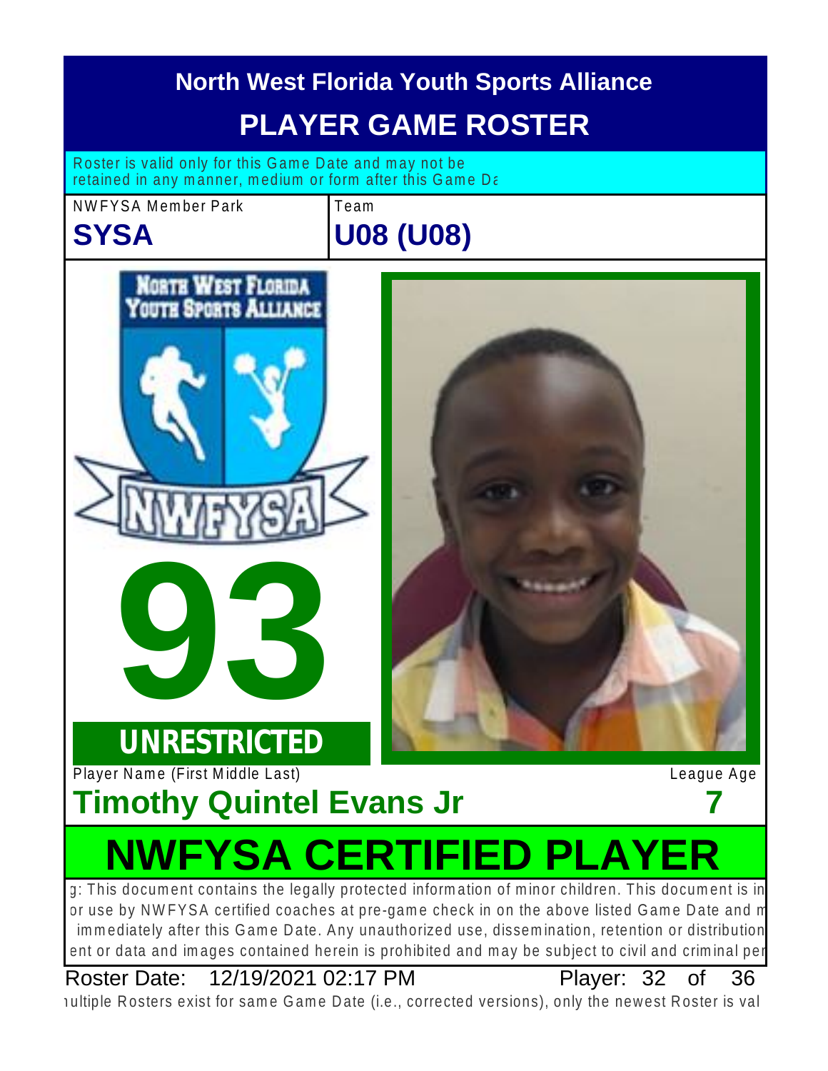# North West Florida Youth Sports Alliance

## PLAYER GAME ROSTER

Roster is valid only for this Game Date and may not be retained in any manner, medium or form after this Game Da

| NWFYSA Member Park | Team |
| --- | --- |
| **SYSA** | **U08 (U08)** |

**93**

**UNRESTRICTED**

| Player Name (First Middle Last) | League Age |
| --- | --- |
| **Timothy Quintel Evans Jr** | **7** |

# NWFYSA CERTIFIED PLAYER

g: This document contains the legally protected information of minor children. This document is in or use by NWFYSA certified coaches at pre-game check in on the above listed Game Date and m immediately after this Game Date. Any unauthorized use, dissemination, retention or distribution ent or data and images contained herein is prohibited and may be subject to civil and criminal per

Roster Date: 12/19/2021 02:17 PM Player: 32 of 36

ıultiple Rosters exist for same Game Date (i.e., corrected versions), only the newest Roster is val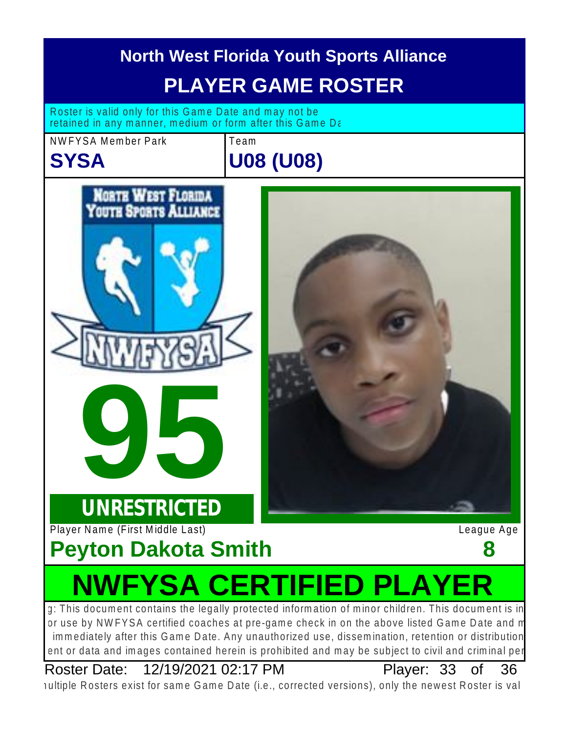# North West Florida Youth Sports Alliance

## PLAYER GAME ROSTER

Roster is valid only for this Game Date and may not be retained in any manner, medium or form after this Game Da

| NWFYSA Member Park | Team |
| --- | --- |
| **SYSA** | **U08 (U08)** |

**95**

**UNRESTRICTED**

| Player Name (First Middle Last) | League Age |
| --- | --- |
| **Peyton Dakota Smith** | **8** |

# NWFYSA CERTIFIED PLAYER

g: This document contains the legally protected information of minor children. This document is in or use by NWFYSA certified coaches at pre-game check in on the above listed Game Date and m immediately after this Game Date. Any unauthorized use, dissemination, retention or distribution ent or data and images contained herein is prohibited and may be subject to civil and criminal per

Roster Date: 12/19/2021 02:17 PM

ıultiple Rosters exist for same Game Date (i.e., corrected versions), only the newest Roster is val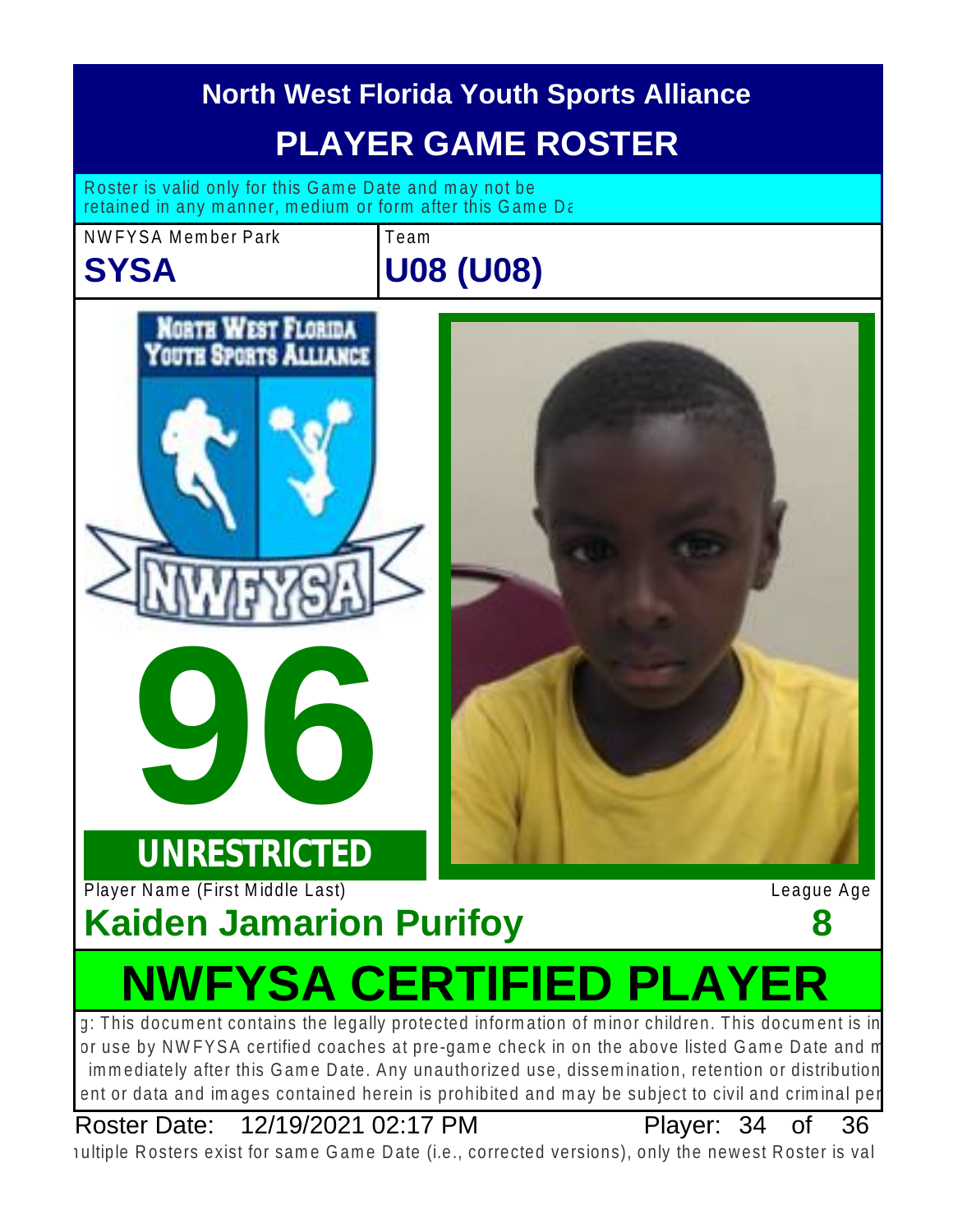# North West Florida Youth Sports Alliance

## PLAYER GAME ROSTER

Roster is valid only for this Game Date and may not be retained in any manner, medium or form after this Game Da

| NWFYSA Member Park | Team |
|---|---|
| **SYSA** | **U08 (U08)** |

NORTH WEST FLORIDA YOUTH SPORTS ALLIANCE

NWFYSA

# 96

**UNRESTRICTED**

| Player Name (First Middle Last) | League Age |
|---|---|
| **Kaiden Jamarion Purifoy** | **8** |

# NWFYSA CERTIFIED PLAYER

g: This document contains the legally protected information of minor children. This document is in or use by NWFYSA certified coaches at pre-game check in on the above listed Game Date and m immediately after this Game Date. Any unauthorized use, dissemination, retention or distribution ent or data and images contained herein is prohibited and may be subject to civil and criminal per

Roster Date: 12/19/2021 02:17 PM Player: 34 of 36

ıultiple Rosters exist for same Game Date (i.e., corrected versions), only the newest Roster is val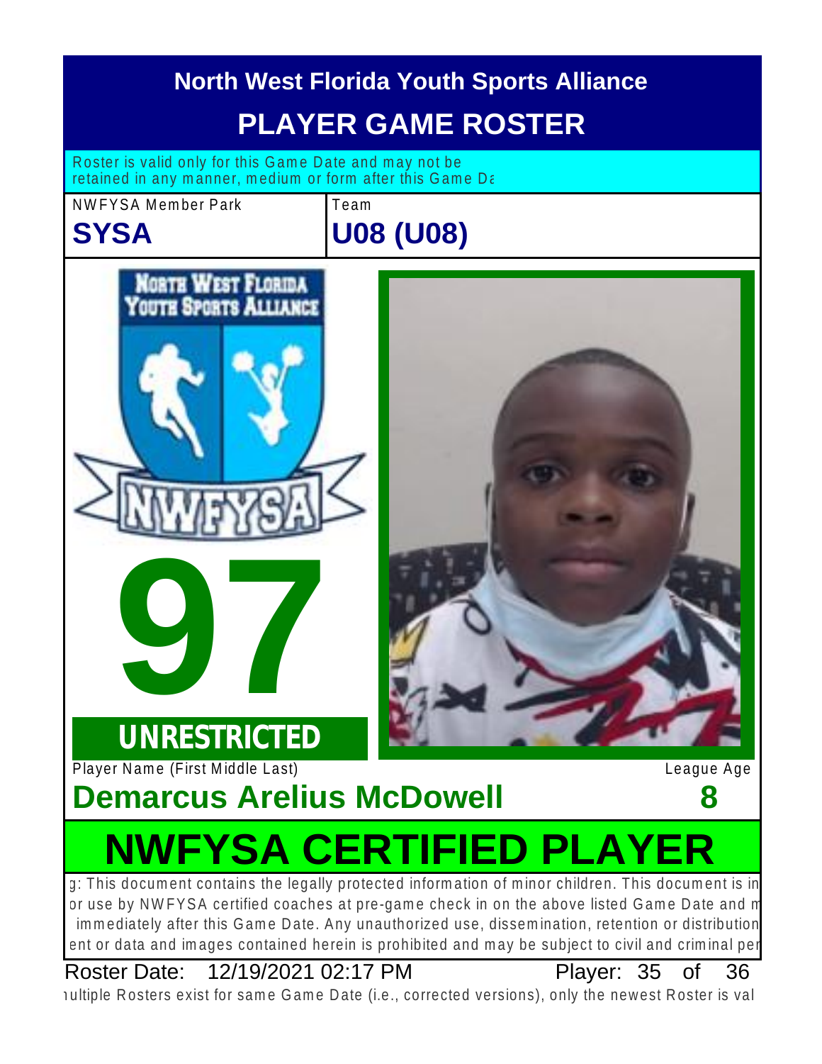# North West Florida Youth Sports Alliance

## PLAYER GAME ROSTER

Roster is valid only for this Game Date and may not be retained in any manner, medium or form after this Game Da

| NWFYSA Member Park | Team |
|---|---|
| **SYSA** | **U08 (U08)** |

**97**

**UNRESTRICTED**

| Player Name (First Middle Last) | League Age |
|---|---|
| **Demarcus Arelius McDowell** | **8** |

# NWFYSA CERTIFIED PLAYER

g: This document contains the legally protected information of minor children. This document is in or use by NWFYSA certified coaches at pre-game check in on the above listed Game Date and m immediately after this Game Date. Any unauthorized use, dissemination, retention or distribution ent or data and images contained herein is prohibited and may be subject to civil and criminal pe

Roster Date: 12/19/2021 02:17 PM Player: 35 of 36

ultiple Rosters exist for same Game Date (i.e., corrected versions), only the newest Roster is val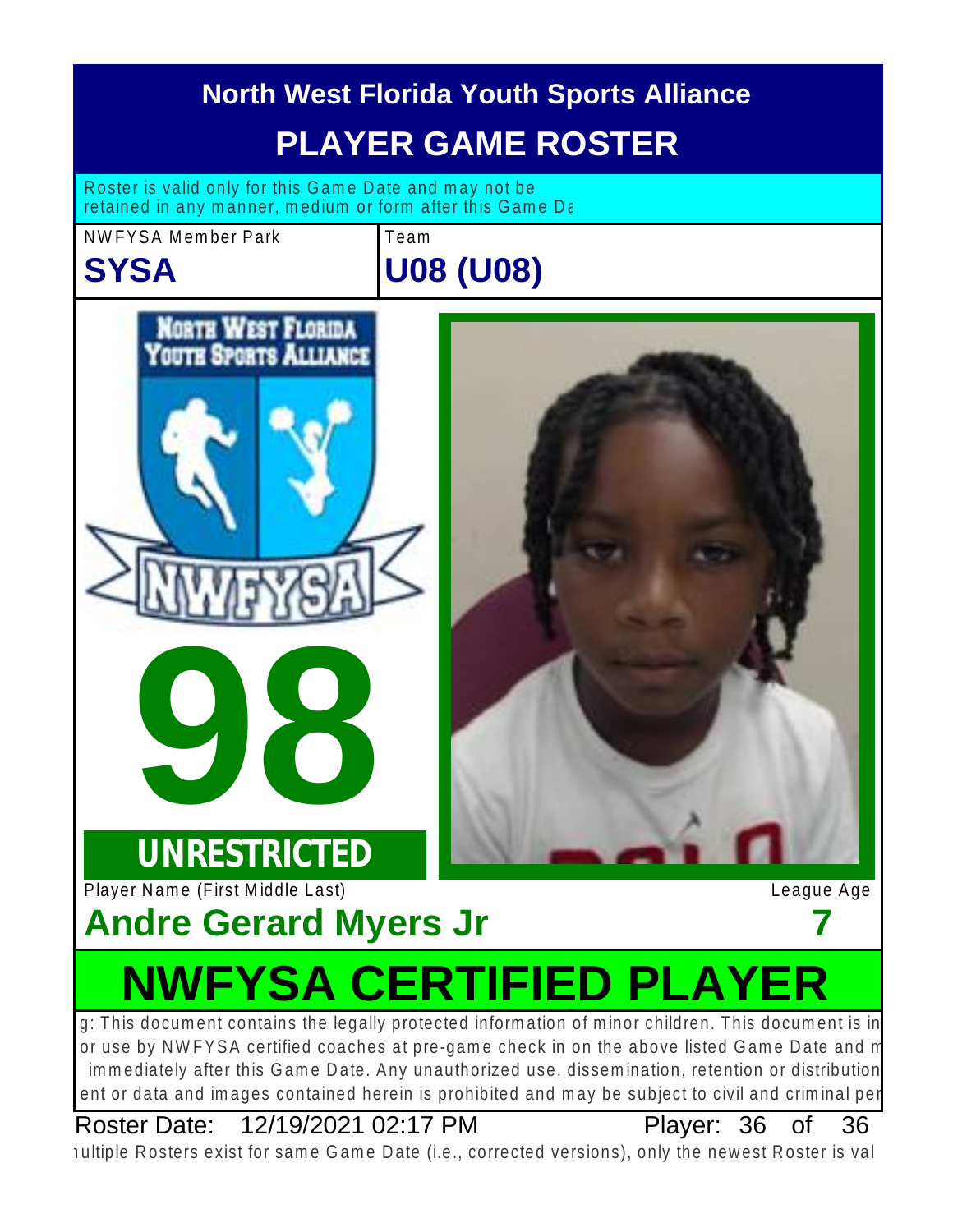# North West Florida Youth Sports Alliance

## PLAYER GAME ROSTER

Roster is valid only for this Game Date and may not be retained in any manner, medium or form after this Game Da

| NWFYSA Member Park | Team |
|---|---|
| **SYSA** | **U08 (U08)** |

NORTH WEST FLORIDA YOUTH SPORTS ALLIANCE

NWFYSA

# 98

**UNRESTRICTED**

| Player Name (First Middle Last) | League Age |
|---|---|
| **Andre Gerard Myers Jr** | **7** |

# NWFYSA CERTIFIED PLAYER

g: This document contains the legally protected information of minor children. This document is in or use by NWFYSA certified coaches at pre-game check in on the above listed Game Date and m immediately after this Game Date. Any unauthorized use, dissemination, retention or distribution ent or data and images contained herein is prohibited and may be subject to civil and criminal pen

Roster Date: 12/19/2021 02:17 PM

Player: 36 of 36

nultiple Rosters exist for same Game Date (i.e., corrected versions), only the newest Roster is val